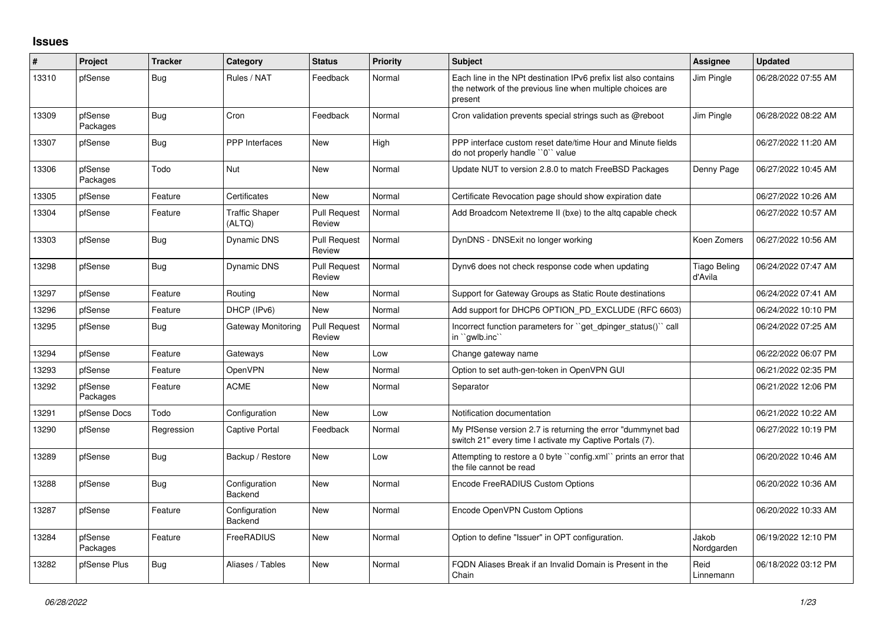## Issues

| # | Project | Tracker | Category | Status | Priority | Subject | Assignee | Updated |
|---|---|---|---|---|---|---|---|---|
| 13310 | pfSense | Bug | Rules / NAT | Feedback | Normal | Each line in the NPt destination IPv6 prefix list also contains the network of the previous line when multiple choices are present | Jim Pingle | 06/28/2022 07:55 AM |
| 13309 | pfSense Packages | Bug | Cron | Feedback | Normal | Cron validation prevents special strings such as @reboot | Jim Pingle | 06/28/2022 08:22 AM |
| 13307 | pfSense | Bug | PPP Interfaces | New | High | PPP interface custom reset date/time Hour and Minute fields do not properly handle ``0`` value | | 06/27/2022 11:20 AM |
| 13306 | pfSense Packages | Todo | Nut | New | Normal | Update NUT to version 2.8.0 to match FreeBSD Packages | Denny Page | 06/27/2022 10:45 AM |
| 13305 | pfSense | Feature | Certificates | New | Normal | Certificate Revocation page should show expiration date | | 06/27/2022 10:26 AM |
| 13304 | pfSense | Feature | Traffic Shaper (ALTQ) | Pull Request Review | Normal | Add Broadcom Netextreme II (bxe) to the altq capable check | | 06/27/2022 10:57 AM |
| 13303 | pfSense | Bug | Dynamic DNS | Pull Request Review | Normal | DynDNS - DNSExit no longer working | Koen Zomers | 06/27/2022 10:56 AM |
| 13298 | pfSense | Bug | Dynamic DNS | Pull Request Review | Normal | Dynv6 does not check response code when updating | Tiago Beling d'Avila | 06/24/2022 07:47 AM |
| 13297 | pfSense | Feature | Routing | New | Normal | Support for Gateway Groups as Static Route destinations | | 06/24/2022 07:41 AM |
| 13296 | pfSense | Feature | DHCP (IPv6) | New | Normal | Add support for DHCP6 OPTION_PD_EXCLUDE (RFC 6603) | | 06/24/2022 10:10 PM |
| 13295 | pfSense | Bug | Gateway Monitoring | Pull Request Review | Normal | Incorrect function parameters for ``get_dpinger_status()`` call in ``gwlb.inc`` | | 06/24/2022 07:25 AM |
| 13294 | pfSense | Feature | Gateways | New | Low | Change gateway name | | 06/22/2022 06:07 PM |
| 13293 | pfSense | Feature | OpenVPN | New | Normal | Option to set auth-gen-token in OpenVPN GUI | | 06/21/2022 02:35 PM |
| 13292 | pfSense Packages | Feature | ACME | New | Normal | Separator | | 06/21/2022 12:06 PM |
| 13291 | pfSense Docs | Todo | Configuration | New | Low | Notification documentation | | 06/21/2022 10:22 AM |
| 13290 | pfSense | Regression | Captive Portal | Feedback | Normal | My PfSense version 2.7 is returning the error "dummynet bad switch 21" every time I activate my Captive Portals (7). | | 06/27/2022 10:19 PM |
| 13289 | pfSense | Bug | Backup / Restore | New | Low | Attempting to restore a 0 byte ``config.xml`` prints an error that the file cannot be read | | 06/20/2022 10:46 AM |
| 13288 | pfSense | Bug | Configuration Backend | New | Normal | Encode FreeRADIUS Custom Options | | 06/20/2022 10:36 AM |
| 13287 | pfSense | Feature | Configuration Backend | New | Normal | Encode OpenVPN Custom Options | | 06/20/2022 10:33 AM |
| 13284 | pfSense Packages | Feature | FreeRADIUS | New | Normal | Option to define "Issuer" in OPT configuration. | Jakob Nordgarden | 06/19/2022 12:10 PM |
| 13282 | pfSense Plus | Bug | Aliases / Tables | New | Normal | FQDN Aliases Break if an Invalid Domain is Present in the Chain | Reid Linnemann | 06/18/2022 03:12 PM |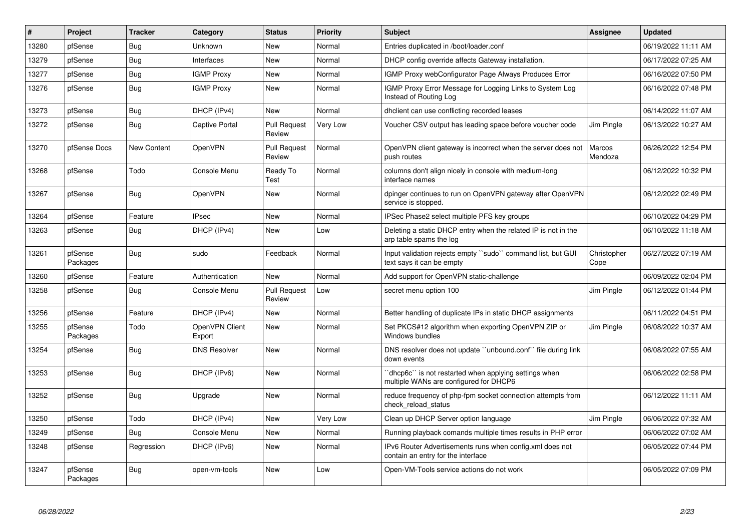| # | Project | Tracker | Category | Status | Priority | Subject | Assignee | Updated |
|---|---|---|---|---|---|---|---|---|
| 13280 | pfSense | Bug | Unknown | New | Normal | Entries duplicated in /boot/loader.conf | | 06/19/2022 11:11 AM |
| 13279 | pfSense | Bug | Interfaces | New | Normal | DHCP config override affects Gateway installation. | | 06/17/2022 07:25 AM |
| 13277 | pfSense | Bug | IGMP Proxy | New | Normal | IGMP Proxy webConfigurator Page Always Produces Error | | 06/16/2022 07:50 PM |
| 13276 | pfSense | Bug | IGMP Proxy | New | Normal | IGMP Proxy Error Message for Logging Links to System Log Instead of Routing Log | | 06/16/2022 07:48 PM |
| 13273 | pfSense | Bug | DHCP (IPv4) | New | Normal | dhclient can use conflicting recorded leases | | 06/14/2022 11:07 AM |
| 13272 | pfSense | Bug | Captive Portal | Pull Request Review | Very Low | Voucher CSV output has leading space before voucher code | Jim Pingle | 06/13/2022 10:27 AM |
| 13270 | pfSense Docs | New Content | OpenVPN | Pull Request Review | Normal | OpenVPN client gateway is incorrect when the server does not push routes | Marcos Mendoza | 06/26/2022 12:54 PM |
| 13268 | pfSense | Todo | Console Menu | Ready To Test | Normal | columns don't align nicely in console with medium-long interface names | | 06/12/2022 10:32 PM |
| 13267 | pfSense | Bug | OpenVPN | New | Normal | dpinger continues to run on OpenVPN gateway after OpenVPN service is stopped. | | 06/12/2022 02:49 PM |
| 13264 | pfSense | Feature | IPsec | New | Normal | IPSec Phase2 select multiple PFS key groups | | 06/10/2022 04:29 PM |
| 13263 | pfSense | Bug | DHCP (IPv4) | New | Low | Deleting a static DHCP entry when the related IP is not in the arp table spams the log | | 06/10/2022 11:18 AM |
| 13261 | pfSense Packages | Bug | sudo | Feedback | Normal | Input validation rejects empty ``sudo`` command list, but GUI text says it can be empty | Christopher Cope | 06/27/2022 07:19 AM |
| 13260 | pfSense | Feature | Authentication | New | Normal | Add support for OpenVPN static-challenge | | 06/09/2022 02:04 PM |
| 13258 | pfSense | Bug | Console Menu | Pull Request Review | Low | secret menu option 100 | Jim Pingle | 06/12/2022 01:44 PM |
| 13256 | pfSense | Feature | DHCP (IPv4) | New | Normal | Better handling of duplicate IPs in static DHCP assignments | | 06/11/2022 04:51 PM |
| 13255 | pfSense Packages | Todo | OpenVPN Client Export | New | Normal | Set PKCS#12 algorithm when exporting OpenVPN ZIP or Windows bundles | Jim Pingle | 06/08/2022 10:37 AM |
| 13254 | pfSense | Bug | DNS Resolver | New | Normal | DNS resolver does not update ``unbound.conf`` file during link down events | | 06/08/2022 07:55 AM |
| 13253 | pfSense | Bug | DHCP (IPv6) | New | Normal | ``dhcp6c`` is not restarted when applying settings when multiple WANs are configured for DHCP6 | | 06/06/2022 02:58 PM |
| 13252 | pfSense | Bug | Upgrade | New | Normal | reduce frequency of php-fpm socket connection attempts from check_reload_status | | 06/12/2022 11:11 AM |
| 13250 | pfSense | Todo | DHCP (IPv4) | New | Very Low | Clean up DHCP Server option language | Jim Pingle | 06/06/2022 07:32 AM |
| 13249 | pfSense | Bug | Console Menu | New | Normal | Running playback comands multiple times results in PHP error | | 06/06/2022 07:02 AM |
| 13248 | pfSense | Regression | DHCP (IPv6) | New | Normal | IPv6 Router Advertisements runs when config.xml does not contain an entry for the interface | | 06/05/2022 07:44 PM |
| 13247 | pfSense Packages | Bug | open-vm-tools | New | Low | Open-VM-Tools service actions do not work | | 06/05/2022 07:09 PM |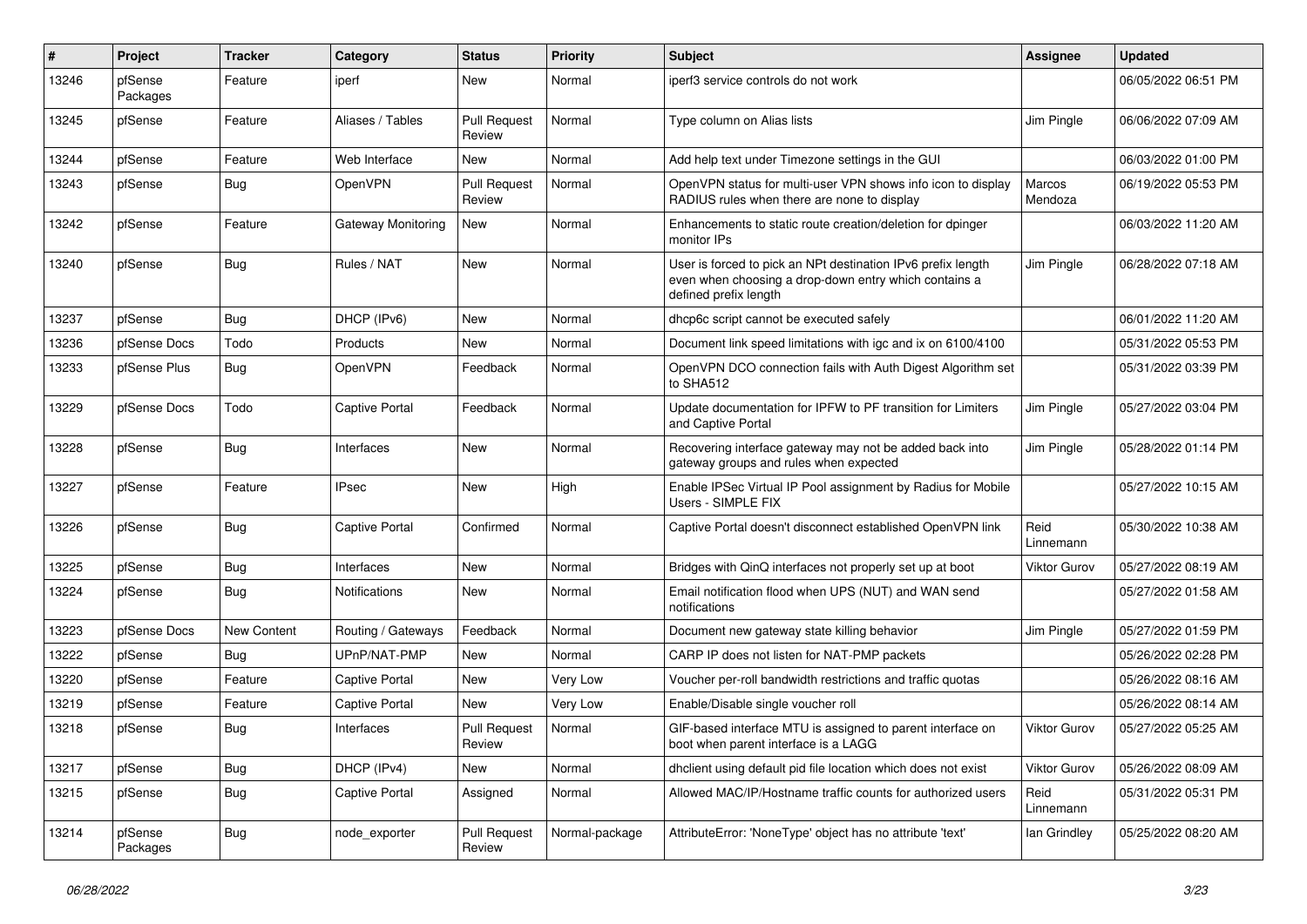| # | Project | Tracker | Category | Status | Priority | Subject | Assignee | Updated |
|---|---|---|---|---|---|---|---|---|
| 13246 | pfSense Packages | Feature | iperf | New | Normal | iperf3 service controls do not work | | 06/05/2022 06:51 PM |
| 13245 | pfSense | Feature | Aliases / Tables | Pull Request Review | Normal | Type column on Alias lists | Jim Pingle | 06/06/2022 07:09 AM |
| 13244 | pfSense | Feature | Web Interface | New | Normal | Add help text under Timezone settings in the GUI | | 06/03/2022 01:00 PM |
| 13243 | pfSense | Bug | OpenVPN | Pull Request Review | Normal | OpenVPN status for multi-user VPN shows info icon to display RADIUS rules when there are none to display | Marcos Mendoza | 06/19/2022 05:53 PM |
| 13242 | pfSense | Feature | Gateway Monitoring | New | Normal | Enhancements to static route creation/deletion for dpinger monitor IPs | | 06/03/2022 11:20 AM |
| 13240 | pfSense | Bug | Rules / NAT | New | Normal | User is forced to pick an NPt destination IPv6 prefix length even when choosing a drop-down entry which contains a defined prefix length | Jim Pingle | 06/28/2022 07:18 AM |
| 13237 | pfSense | Bug | DHCP (IPv6) | New | Normal | dhcp6c script cannot be executed safely | | 06/01/2022 11:20 AM |
| 13236 | pfSense Docs | Todo | Products | New | Normal | Document link speed limitations with igc and ix on 6100/4100 | | 05/31/2022 05:53 PM |
| 13233 | pfSense Plus | Bug | OpenVPN | Feedback | Normal | OpenVPN DCO connection fails with Auth Digest Algorithm set to SHA512 | | 05/31/2022 03:39 PM |
| 13229 | pfSense Docs | Todo | Captive Portal | Feedback | Normal | Update documentation for IPFW to PF transition for Limiters and Captive Portal | Jim Pingle | 05/27/2022 03:04 PM |
| 13228 | pfSense | Bug | Interfaces | New | Normal | Recovering interface gateway may not be added back into gateway groups and rules when expected | Jim Pingle | 05/28/2022 01:14 PM |
| 13227 | pfSense | Feature | IPsec | New | High | Enable IPSec Virtual IP Pool assignment by Radius for Mobile Users - SIMPLE FIX | | 05/27/2022 10:15 AM |
| 13226 | pfSense | Bug | Captive Portal | Confirmed | Normal | Captive Portal doesn't disconnect established OpenVPN link | Reid Linnemann | 05/30/2022 10:38 AM |
| 13225 | pfSense | Bug | Interfaces | New | Normal | Bridges with QinQ interfaces not properly set up at boot | Viktor Gurov | 05/27/2022 08:19 AM |
| 13224 | pfSense | Bug | Notifications | New | Normal | Email notification flood when UPS (NUT) and WAN send notifications | | 05/27/2022 01:58 AM |
| 13223 | pfSense Docs | New Content | Routing / Gateways | Feedback | Normal | Document new gateway state killing behavior | Jim Pingle | 05/27/2022 01:59 PM |
| 13222 | pfSense | Bug | UPnP/NAT-PMP | New | Normal | CARP IP does not listen for NAT-PMP packets | | 05/26/2022 02:28 PM |
| 13220 | pfSense | Feature | Captive Portal | New | Very Low | Voucher per-roll bandwidth restrictions and traffic quotas | | 05/26/2022 08:16 AM |
| 13219 | pfSense | Feature | Captive Portal | New | Very Low | Enable/Disable single voucher roll | | 05/26/2022 08:14 AM |
| 13218 | pfSense | Bug | Interfaces | Pull Request Review | Normal | GIF-based interface MTU is assigned to parent interface on boot when parent interface is a LAGG | Viktor Gurov | 05/27/2022 05:25 AM |
| 13217 | pfSense | Bug | DHCP (IPv4) | New | Normal | dhclient using default pid file location which does not exist | Viktor Gurov | 05/26/2022 08:09 AM |
| 13215 | pfSense | Bug | Captive Portal | Assigned | Normal | Allowed MAC/IP/Hostname traffic counts for authorized users | Reid Linnemann | 05/31/2022 05:31 PM |
| 13214 | pfSense Packages | Bug | node_exporter | Pull Request Review | Normal-package | AttributeError: 'NoneType' object has no attribute 'text' | Ian Grindley | 05/25/2022 08:20 AM |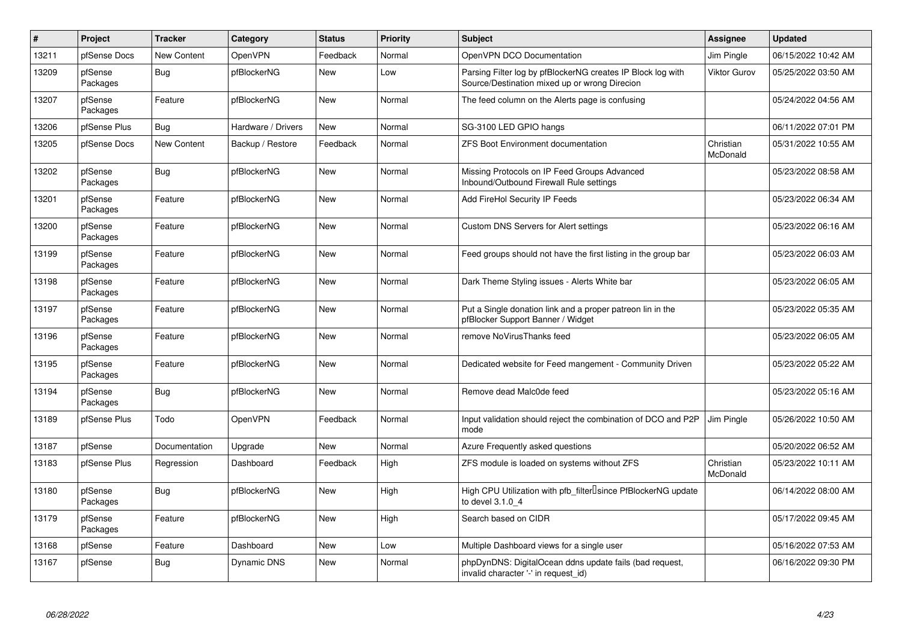| # | Project | Tracker | Category | Status | Priority | Subject | Assignee | Updated |
|---|---|---|---|---|---|---|---|---|
| 13211 | pfSense Docs | New Content | OpenVPN | Feedback | Normal | OpenVPN DCO Documentation | Jim Pingle | 06/15/2022 10:42 AM |
| 13209 | pfSense Packages | Bug | pfBlockerNG | New | Low | Parsing Filter log by pfBlockerNG creates IP Block log with Source/Destination mixed up or wrong Direcion | Viktor Gurov | 05/25/2022 03:50 AM |
| 13207 | pfSense Packages | Feature | pfBlockerNG | New | Normal | The feed column on the Alerts page is confusing | | 05/24/2022 04:56 AM |
| 13206 | pfSense Plus | Bug | Hardware / Drivers | New | Normal | SG-3100 LED GPIO hangs | | 06/11/2022 07:01 PM |
| 13205 | pfSense Docs | New Content | Backup / Restore | Feedback | Normal | ZFS Boot Environment documentation | Christian McDonald | 05/31/2022 10:55 AM |
| 13202 | pfSense Packages | Bug | pfBlockerNG | New | Normal | Missing Protocols on IP Feed Groups Advanced Inbound/Outbound Firewall Rule settings | | 05/23/2022 08:58 AM |
| 13201 | pfSense Packages | Feature | pfBlockerNG | New | Normal | Add FireHol Security IP Feeds | | 05/23/2022 06:34 AM |
| 13200 | pfSense Packages | Feature | pfBlockerNG | New | Normal | Custom DNS Servers for Alert settings | | 05/23/2022 06:16 AM |
| 13199 | pfSense Packages | Feature | pfBlockerNG | New | Normal | Feed groups should not have the first listing in the group bar | | 05/23/2022 06:03 AM |
| 13198 | pfSense Packages | Feature | pfBlockerNG | New | Normal | Dark Theme Styling issues - Alerts White bar | | 05/23/2022 06:05 AM |
| 13197 | pfSense Packages | Feature | pfBlockerNG | New | Normal | Put a Single donation link and a proper patreon lin in the pfBlocker Support Banner / Widget | | 05/23/2022 05:35 AM |
| 13196 | pfSense Packages | Feature | pfBlockerNG | New | Normal | remove NoVirusThanks feed | | 05/23/2022 06:05 AM |
| 13195 | pfSense Packages | Feature | pfBlockerNG | New | Normal | Dedicated website for Feed mangement - Community Driven | | 05/23/2022 05:22 AM |
| 13194 | pfSense Packages | Bug | pfBlockerNG | New | Normal | Remove dead Malc0de feed | | 05/23/2022 05:16 AM |
| 13189 | pfSense Plus | Todo | OpenVPN | Feedback | Normal | Input validation should reject the combination of DCO and P2P mode | Jim Pingle | 05/26/2022 10:50 AM |
| 13187 | pfSense | Documentation | Upgrade | New | Normal | Azure Frequently asked questions | | 05/20/2022 06:52 AM |
| 13183 | pfSense Plus | Regression | Dashboard | Feedback | High | ZFS module is loaded on systems without ZFS | Christian McDonald | 05/23/2022 10:11 AM |
| 13180 | pfSense Packages | Bug | pfBlockerNG | New | High | High CPU Utilization with pfb_filter since PfBlockerNG update to devel 3.1.0_4 | | 06/14/2022 08:00 AM |
| 13179 | pfSense Packages | Feature | pfBlockerNG | New | High | Search based on CIDR | | 05/17/2022 09:45 AM |
| 13168 | pfSense | Feature | Dashboard | New | Low | Multiple Dashboard views for a single user | | 05/16/2022 07:53 AM |
| 13167 | pfSense | Bug | Dynamic DNS | New | Normal | phpDynDNS: DigitalOcean ddns update fails (bad request, invalid character '-' in request_id) | | 06/16/2022 09:30 PM |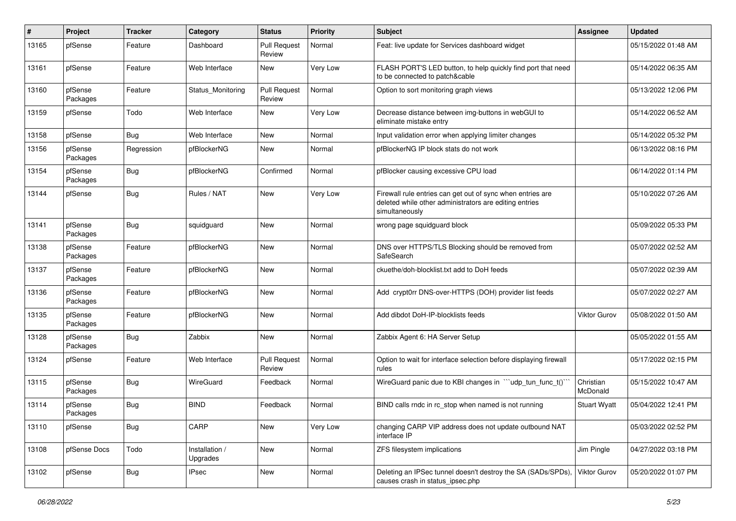| # | Project | Tracker | Category | Status | Priority | Subject | Assignee | Updated |
|---|---|---|---|---|---|---|---|---|
| 13165 | pfSense | Feature | Dashboard | Pull Request Review | Normal | Feat: live update for Services dashboard widget | | 05/15/2022 01:48 AM |
| 13161 | pfSense | Feature | Web Interface | New | Very Low | FLASH PORT'S LED button, to help quickly find port that need to be connected to patch&cable | | 05/14/2022 06:35 AM |
| 13160 | pfSense Packages | Feature | Status_Monitoring | Pull Request Review | Normal | Option to sort monitoring graph views | | 05/13/2022 12:06 PM |
| 13159 | pfSense | Todo | Web Interface | New | Very Low | Decrease distance between img-buttons in webGUI to eliminate mistake entry | | 05/14/2022 06:52 AM |
| 13158 | pfSense | Bug | Web Interface | New | Normal | Input validation error when applying limiter changes | | 05/14/2022 05:32 PM |
| 13156 | pfSense Packages | Regression | pfBlockerNG | New | Normal | pfBlockerNG IP block stats do not work | | 06/13/2022 08:16 PM |
| 13154 | pfSense Packages | Bug | pfBlockerNG | Confirmed | Normal | pfBlocker causing excessive CPU load | | 06/14/2022 01:14 PM |
| 13144 | pfSense | Bug | Rules / NAT | New | Very Low | Firewall rule entries can get out of sync when entries are deleted while other administrators are editing entries simultaneously | | 05/10/2022 07:26 AM |
| 13141 | pfSense Packages | Bug | squidguard | New | Normal | wrong page squidguard block | | 05/09/2022 05:33 PM |
| 13138 | pfSense Packages | Feature | pfBlockerNG | New | Normal | DNS over HTTPS/TLS Blocking should be removed from SafeSearch | | 05/07/2022 02:52 AM |
| 13137 | pfSense Packages | Feature | pfBlockerNG | New | Normal | ckuethe/doh-blocklist.txt add to DoH feeds | | 05/07/2022 02:39 AM |
| 13136 | pfSense Packages | Feature | pfBlockerNG | New | Normal | Add crypt0rr DNS-over-HTTPS (DOH) provider list feeds | | 05/07/2022 02:27 AM |
| 13135 | pfSense Packages | Feature | pfBlockerNG | New | Normal | Add dibdot DoH-IP-blocklists feeds | Viktor Gurov | 05/08/2022 01:50 AM |
| 13128 | pfSense Packages | Bug | Zabbix | New | Normal | Zabbix Agent 6: HA Server Setup | | 05/05/2022 01:55 AM |
| 13124 | pfSense | Feature | Web Interface | Pull Request Review | Normal | Option to wait for interface selection before displaying firewall rules | | 05/17/2022 02:15 PM |
| 13115 | pfSense Packages | Bug | WireGuard | Feedback | Normal | WireGuard panic due to KBI changes in ```udp_tun_func_t()``` | Christian McDonald | 05/15/2022 10:47 AM |
| 13114 | pfSense Packages | Bug | BIND | Feedback | Normal | BIND calls rndc in rc_stop when named is not running | Stuart Wyatt | 05/04/2022 12:41 PM |
| 13110 | pfSense | Bug | CARP | New | Very Low | changing CARP VIP address does not update outbound NAT interface IP | | 05/03/2022 02:52 PM |
| 13108 | pfSense Docs | Todo | Installation / Upgrades | New | Normal | ZFS filesystem implications | Jim Pingle | 04/27/2022 03:18 PM |
| 13102 | pfSense | Bug | IPsec | New | Normal | Deleting an IPSec tunnel doesn't destroy the SA (SADs/SPDs), causes crash in status_ipsec.php | Viktor Gurov | 05/20/2022 01:07 PM |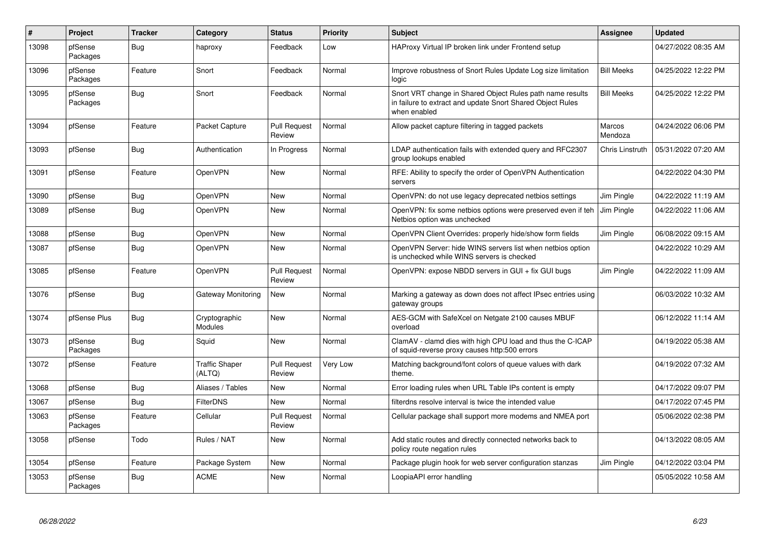| # | Project | Tracker | Category | Status | Priority | Subject | Assignee | Updated |
|---|---|---|---|---|---|---|---|---|
| 13098 | pfSense Packages | Bug | haproxy | Feedback | Low | HAProxy Virtual IP broken link under Frontend setup | | 04/27/2022 08:35 AM |
| 13096 | pfSense Packages | Feature | Snort | Feedback | Normal | Improve robustness of Snort Rules Update Log size limitation logic | Bill Meeks | 04/25/2022 12:22 PM |
| 13095 | pfSense Packages | Bug | Snort | Feedback | Normal | Snort VRT change in Shared Object Rules path name results in failure to extract and update Snort Shared Object Rules when enabled | Bill Meeks | 04/25/2022 12:22 PM |
| 13094 | pfSense | Feature | Packet Capture | Pull Request Review | Normal | Allow packet capture filtering in tagged packets | Marcos Mendoza | 04/24/2022 06:06 PM |
| 13093 | pfSense | Bug | Authentication | In Progress | Normal | LDAP authentication fails with extended query and RFC2307 group lookups enabled | Chris Linstruth | 05/31/2022 07:20 AM |
| 13091 | pfSense | Feature | OpenVPN | New | Normal | RFE: Ability to specify the order of OpenVPN Authentication servers | | 04/22/2022 04:30 PM |
| 13090 | pfSense | Bug | OpenVPN | New | Normal | OpenVPN: do not use legacy deprecated netbios settings | Jim Pingle | 04/22/2022 11:19 AM |
| 13089 | pfSense | Bug | OpenVPN | New | Normal | OpenVPN: fix some netbios options were preserved even if teh Netbios option was unchecked | Jim Pingle | 04/22/2022 11:06 AM |
| 13088 | pfSense | Bug | OpenVPN | New | Normal | OpenVPN Client Overrides: properly hide/show form fields | Jim Pingle | 06/08/2022 09:15 AM |
| 13087 | pfSense | Bug | OpenVPN | New | Normal | OpenVPN Server: hide WINS servers list when netbios option is unchecked while WINS servers is checked | | 04/22/2022 10:29 AM |
| 13085 | pfSense | Feature | OpenVPN | Pull Request Review | Normal | OpenVPN: expose NBDD servers in GUI + fix GUI bugs | Jim Pingle | 04/22/2022 11:09 AM |
| 13076 | pfSense | Bug | Gateway Monitoring | New | Normal | Marking a gateway as down does not affect IPsec entries using gateway groups | | 06/03/2022 10:32 AM |
| 13074 | pfSense Plus | Bug | Cryptographic Modules | New | Normal | AES-GCM with SafeXcel on Netgate 2100 causes MBUF overload | | 06/12/2022 11:14 AM |
| 13073 | pfSense Packages | Bug | Squid | New | Normal | ClamAV - clamd dies with high CPU load and thus the C-ICAP of squid-reverse proxy causes http:500 errors | | 04/19/2022 05:38 AM |
| 13072 | pfSense | Feature | Traffic Shaper (ALTQ) | Pull Request Review | Very Low | Matching background/font colors of queue values with dark theme. | | 04/19/2022 07:32 AM |
| 13068 | pfSense | Bug | Aliases / Tables | New | Normal | Error loading rules when URL Table IPs content is empty | | 04/17/2022 09:07 PM |
| 13067 | pfSense | Bug | FilterDNS | New | Normal | filterdns resolve interval is twice the intended value | | 04/17/2022 07:45 PM |
| 13063 | pfSense Packages | Feature | Cellular | Pull Request Review | Normal | Cellular package shall support more modems and NMEA port | | 05/06/2022 02:38 PM |
| 13058 | pfSense | Todo | Rules / NAT | New | Normal | Add static routes and directly connected networks back to policy route negation rules | | 04/13/2022 08:05 AM |
| 13054 | pfSense | Feature | Package System | New | Normal | Package plugin hook for web server configuration stanzas | Jim Pingle | 04/12/2022 03:04 PM |
| 13053 | pfSense Packages | Bug | ACME | New | Normal | LoopiaAPI error handling | | 05/05/2022 10:58 AM |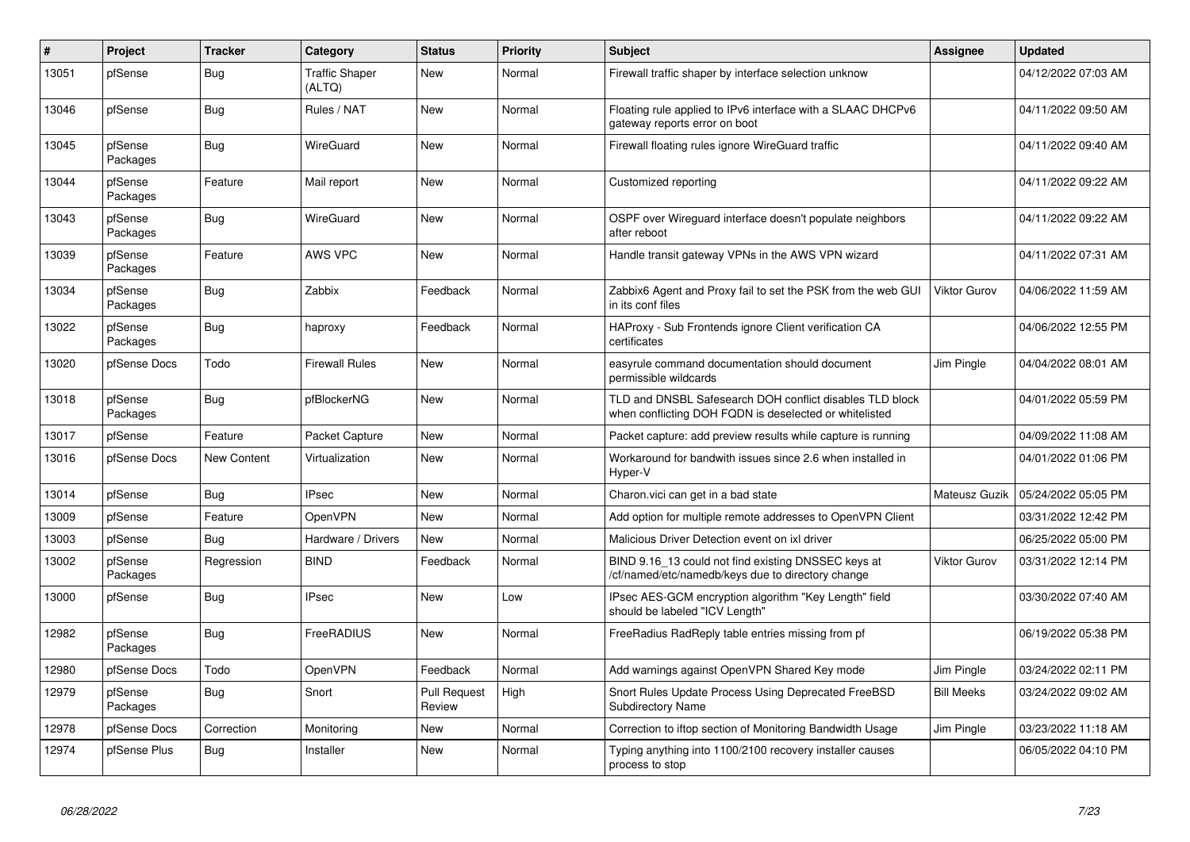| # | Project | Tracker | Category | Status | Priority | Subject | Assignee | Updated |
|---|---|---|---|---|---|---|---|---|
| 13051 | pfSense | Bug | Traffic Shaper (ALTQ) | New | Normal | Firewall traffic shaper by interface selection unknow | | 04/12/2022 07:03 AM |
| 13046 | pfSense | Bug | Rules / NAT | New | Normal | Floating rule applied to IPv6 interface with a SLAAC DHCPv6 gateway reports error on boot | | 04/11/2022 09:50 AM |
| 13045 | pfSense Packages | Bug | WireGuard | New | Normal | Firewall floating rules ignore WireGuard traffic | | 04/11/2022 09:40 AM |
| 13044 | pfSense Packages | Feature | Mail report | New | Normal | Customized reporting | | 04/11/2022 09:22 AM |
| 13043 | pfSense Packages | Bug | WireGuard | New | Normal | OSPF over Wireguard interface doesn't populate neighbors after reboot | | 04/11/2022 09:22 AM |
| 13039 | pfSense Packages | Feature | AWS VPC | New | Normal | Handle transit gateway VPNs in the AWS VPN wizard | | 04/11/2022 07:31 AM |
| 13034 | pfSense Packages | Bug | Zabbix | Feedback | Normal | Zabbix6 Agent and Proxy fail to set the PSK from the web GUI in its conf files | Viktor Gurov | 04/06/2022 11:59 AM |
| 13022 | pfSense Packages | Bug | haproxy | Feedback | Normal | HAProxy - Sub Frontends ignore Client verification CA certificates | | 04/06/2022 12:55 PM |
| 13020 | pfSense Docs | Todo | Firewall Rules | New | Normal | easyrule command documentation should document permissible wildcards | Jim Pingle | 04/04/2022 08:01 AM |
| 13018 | pfSense Packages | Bug | pfBlockerNG | New | Normal | TLD and DNSBL Safesearch DOH conflict disables TLD block when conflicting DOH FQDN is deselected or whitelisted | | 04/01/2022 05:59 PM |
| 13017 | pfSense | Feature | Packet Capture | New | Normal | Packet capture: add preview results while capture is running | | 04/09/2022 11:08 AM |
| 13016 | pfSense Docs | New Content | Virtualization | New | Normal | Workaround for bandwith issues since 2.6 when installed in Hyper-V | | 04/01/2022 01:06 PM |
| 13014 | pfSense | Bug | IPsec | New | Normal | Charon.vici can get in a bad state | Mateusz Guzik | 05/24/2022 05:05 PM |
| 13009 | pfSense | Feature | OpenVPN | New | Normal | Add option for multiple remote addresses to OpenVPN Client | | 03/31/2022 12:42 PM |
| 13003 | pfSense | Bug | Hardware / Drivers | New | Normal | Malicious Driver Detection event on ixl driver | | 06/25/2022 05:00 PM |
| 13002 | pfSense Packages | Regression | BIND | Feedback | Normal | BIND 9.16_13 could not find existing DNSSEC keys at /cf/named/etc/namedb/keys due to directory change | Viktor Gurov | 03/31/2022 12:14 PM |
| 13000 | pfSense | Bug | IPsec | New | Low | IPsec AES-GCM encryption algorithm "Key Length" field should be labeled "ICV Length" | | 03/30/2022 07:40 AM |
| 12982 | pfSense Packages | Bug | FreeRADIUS | New | Normal | FreeRadius RadReply table entries missing from pf | | 06/19/2022 05:38 PM |
| 12980 | pfSense Docs | Todo | OpenVPN | Feedback | Normal | Add warnings against OpenVPN Shared Key mode | Jim Pingle | 03/24/2022 02:11 PM |
| 12979 | pfSense Packages | Bug | Snort | Pull Request Review | High | Snort Rules Update Process Using Deprecated FreeBSD Subdirectory Name | Bill Meeks | 03/24/2022 09:02 AM |
| 12978 | pfSense Docs | Correction | Monitoring | New | Normal | Correction to iftop section of Monitoring Bandwidth Usage | Jim Pingle | 03/23/2022 11:18 AM |
| 12974 | pfSense Plus | Bug | Installer | New | Normal | Typing anything into 1100/2100 recovery installer causes process to stop | | 06/05/2022 04:10 PM |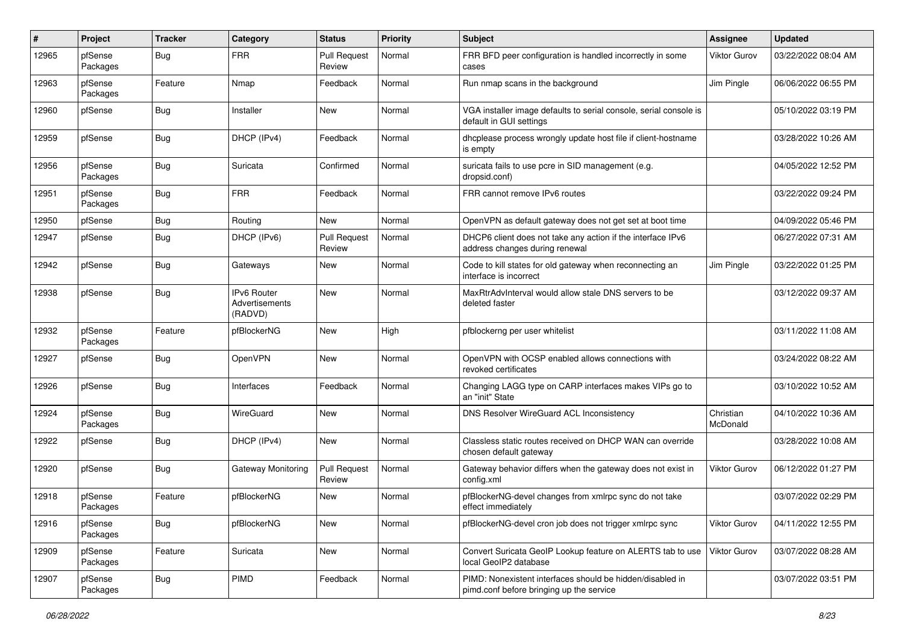| # | Project | Tracker | Category | Status | Priority | Subject | Assignee | Updated |
|---|---|---|---|---|---|---|---|---|
| 12965 | pfSense Packages | Bug | FRR | Pull Request Review | Normal | FRR BFD peer configuration is handled incorrectly in some cases | Viktor Gurov | 03/22/2022 08:04 AM |
| 12963 | pfSense Packages | Feature | Nmap | Feedback | Normal | Run nmap scans in the background | Jim Pingle | 06/06/2022 06:55 PM |
| 12960 | pfSense | Bug | Installer | New | Normal | VGA installer image defaults to serial console, serial console is default in GUI settings | | 05/10/2022 03:19 PM |
| 12959 | pfSense | Bug | DHCP (IPv4) | Feedback | Normal | dhcplease process wrongly update host file if client-hostname is empty | | 03/28/2022 10:26 AM |
| 12956 | pfSense Packages | Bug | Suricata | Confirmed | Normal | suricata fails to use pcre in SID management (e.g. dropsid.conf) | | 04/05/2022 12:52 PM |
| 12951 | pfSense Packages | Bug | FRR | Feedback | Normal | FRR cannot remove IPv6 routes | | 03/22/2022 09:24 PM |
| 12950 | pfSense | Bug | Routing | New | Normal | OpenVPN as default gateway does not get set at boot time | | 04/09/2022 05:46 PM |
| 12947 | pfSense | Bug | DHCP (IPv6) | Pull Request Review | Normal | DHCP6 client does not take any action if the interface IPv6 address changes during renewal | | 06/27/2022 07:31 AM |
| 12942 | pfSense | Bug | Gateways | New | Normal | Code to kill states for old gateway when reconnecting an interface is incorrect | Jim Pingle | 03/22/2022 01:25 PM |
| 12938 | pfSense | Bug | IPv6 Router Advertisements (RADVD) | New | Normal | MaxRtrAdvInterval would allow stale DNS servers to be deleted faster | | 03/12/2022 09:37 AM |
| 12932 | pfSense Packages | Feature | pfBlockerNG | New | High | pfblockerng per user whitelist | | 03/11/2022 11:08 AM |
| 12927 | pfSense | Bug | OpenVPN | New | Normal | OpenVPN with OCSP enabled allows connections with revoked certificates | | 03/24/2022 08:22 AM |
| 12926 | pfSense | Bug | Interfaces | Feedback | Normal | Changing LAGG type on CARP interfaces makes VIPs go to an "init" State | | 03/10/2022 10:52 AM |
| 12924 | pfSense Packages | Bug | WireGuard | New | Normal | DNS Resolver WireGuard ACL Inconsistency | Christian McDonald | 04/10/2022 10:36 AM |
| 12922 | pfSense | Bug | DHCP (IPv4) | New | Normal | Classless static routes received on DHCP WAN can override chosen default gateway | | 03/28/2022 10:08 AM |
| 12920 | pfSense | Bug | Gateway Monitoring | Pull Request Review | Normal | Gateway behavior differs when the gateway does not exist in config.xml | Viktor Gurov | 06/12/2022 01:27 PM |
| 12918 | pfSense Packages | Feature | pfBlockerNG | New | Normal | pfBlockerNG-devel changes from xmlrpc sync do not take effect immediately | | 03/07/2022 02:29 PM |
| 12916 | pfSense Packages | Bug | pfBlockerNG | New | Normal | pfBlockerNG-devel cron job does not trigger xmlrpc sync | Viktor Gurov | 04/11/2022 12:55 PM |
| 12909 | pfSense Packages | Feature | Suricata | New | Normal | Convert Suricata GeoIP Lookup feature on ALERTS tab to use local GeoIP2 database | Viktor Gurov | 03/07/2022 08:28 AM |
| 12907 | pfSense Packages | Bug | PIMD | Feedback | Normal | PIMD: Nonexistent interfaces should be hidden/disabled in pimd.conf before bringing up the service | | 03/07/2022 03:51 PM |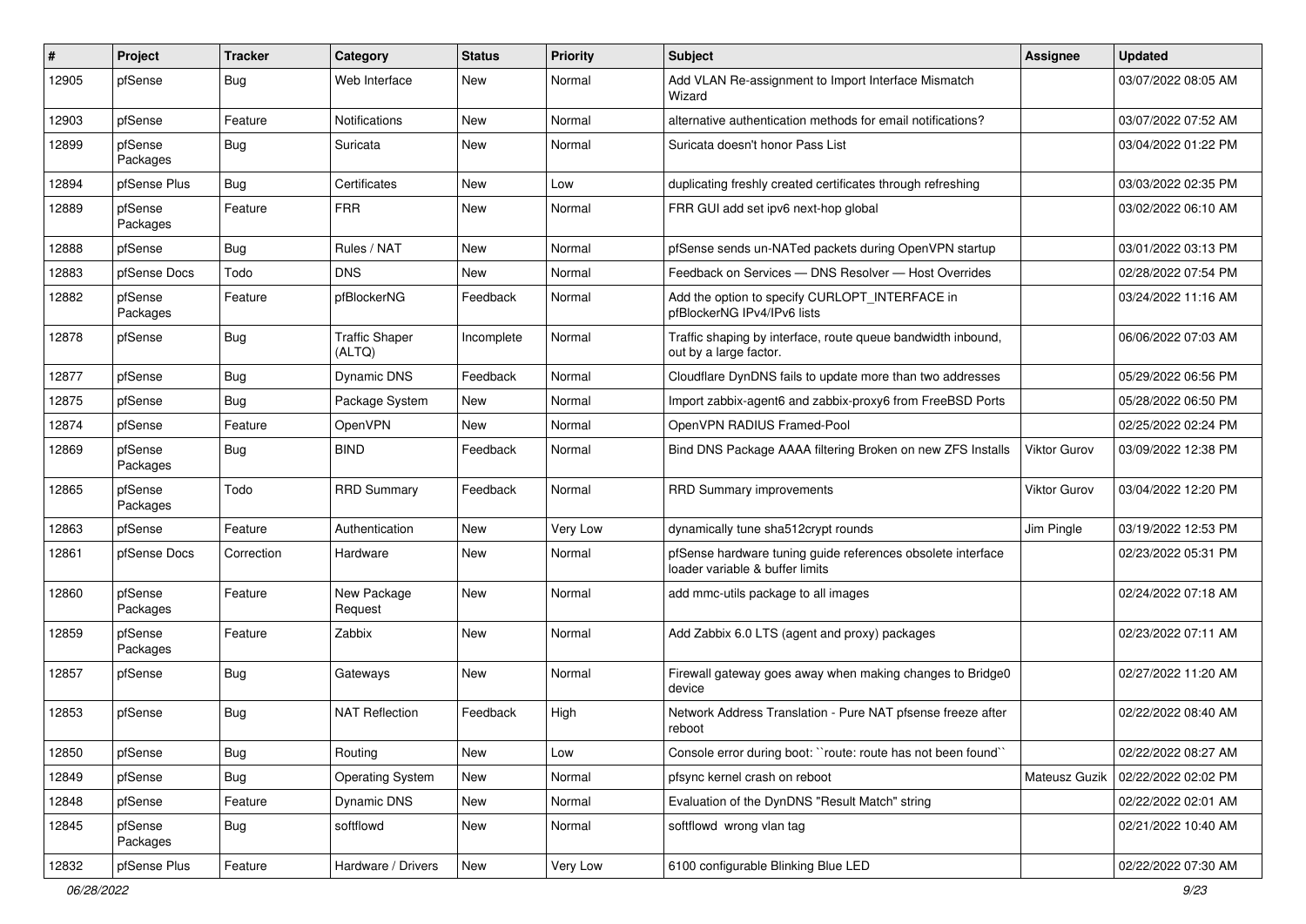| # | Project | Tracker | Category | Status | Priority | Subject | Assignee | Updated |
|---|---|---|---|---|---|---|---|---|
| 12905 | pfSense | Bug | Web Interface | New | Normal | Add VLAN Re-assignment to Import Interface Mismatch Wizard | | 03/07/2022 08:05 AM |
| 12903 | pfSense | Feature | Notifications | New | Normal | alternative authentication methods for email notifications? | | 03/07/2022 07:52 AM |
| 12899 | pfSense Packages | Bug | Suricata | New | Normal | Suricata doesn't honor Pass List | | 03/04/2022 01:22 PM |
| 12894 | pfSense Plus | Bug | Certificates | New | Low | duplicating freshly created certificates through refreshing | | 03/03/2022 02:35 PM |
| 12889 | pfSense Packages | Feature | FRR | New | Normal | FRR GUI add set ipv6 next-hop global | | 03/02/2022 06:10 AM |
| 12888 | pfSense | Bug | Rules / NAT | New | Normal | pfSense sends un-NATed packets during OpenVPN startup | | 03/01/2022 03:13 PM |
| 12883 | pfSense Docs | Todo | DNS | New | Normal | Feedback on Services — DNS Resolver — Host Overrides | | 02/28/2022 07:54 PM |
| 12882 | pfSense Packages | Feature | pfBlockerNG | Feedback | Normal | Add the option to specify CURLOPT_INTERFACE in pfBlockerNG IPv4/IPv6 lists | | 03/24/2022 11:16 AM |
| 12878 | pfSense | Bug | Traffic Shaper (ALTQ) | Incomplete | Normal | Traffic shaping by interface, route queue bandwidth inbound, out by a large factor. | | 06/06/2022 07:03 AM |
| 12877 | pfSense | Bug | Dynamic DNS | Feedback | Normal | Cloudflare DynDNS fails to update more than two addresses | | 05/29/2022 06:56 PM |
| 12875 | pfSense | Bug | Package System | New | Normal | Import zabbix-agent6 and zabbix-proxy6 from FreeBSD Ports | | 05/28/2022 06:50 PM |
| 12874 | pfSense | Feature | OpenVPN | New | Normal | OpenVPN RADIUS Framed-Pool | | 02/25/2022 02:24 PM |
| 12869 | pfSense Packages | Bug | BIND | Feedback | Normal | Bind DNS Package AAAA filtering Broken on new ZFS Installs | Viktor Gurov | 03/09/2022 12:38 PM |
| 12865 | pfSense Packages | Todo | RRD Summary | Feedback | Normal | RRD Summary improvements | Viktor Gurov | 03/04/2022 12:20 PM |
| 12863 | pfSense | Feature | Authentication | New | Very Low | dynamically tune sha512crypt rounds | Jim Pingle | 03/19/2022 12:53 PM |
| 12861 | pfSense Docs | Correction | Hardware | New | Normal | pfSense hardware tuning guide references obsolete interface loader variable & buffer limits | | 02/23/2022 05:31 PM |
| 12860 | pfSense Packages | Feature | New Package Request | New | Normal | add mmc-utils package to all images | | 02/24/2022 07:18 AM |
| 12859 | pfSense Packages | Feature | Zabbix | New | Normal | Add Zabbix 6.0 LTS (agent and proxy) packages | | 02/23/2022 07:11 AM |
| 12857 | pfSense | Bug | Gateways | New | Normal | Firewall gateway goes away when making changes to Bridge0 device | | 02/27/2022 11:20 AM |
| 12853 | pfSense | Bug | NAT Reflection | Feedback | High | Network Address Translation - Pure NAT pfsense freeze after reboot | | 02/22/2022 08:40 AM |
| 12850 | pfSense | Bug | Routing | New | Low | Console error during boot: ``route: route has not been found`` | | 02/22/2022 08:27 AM |
| 12849 | pfSense | Bug | Operating System | New | Normal | pfsync kernel crash on reboot | Mateusz Guzik | 02/22/2022 02:02 PM |
| 12848 | pfSense | Feature | Dynamic DNS | New | Normal | Evaluation of the DynDNS "Result Match" string | | 02/22/2022 02:01 AM |
| 12845 | pfSense Packages | Bug | softflowd | New | Normal | softflowd wrong vlan tag | | 02/21/2022 10:40 AM |
| 12832 | pfSense Plus | Feature | Hardware / Drivers | New | Very Low | 6100 configurable Blinking Blue LED | | 02/22/2022 07:30 AM |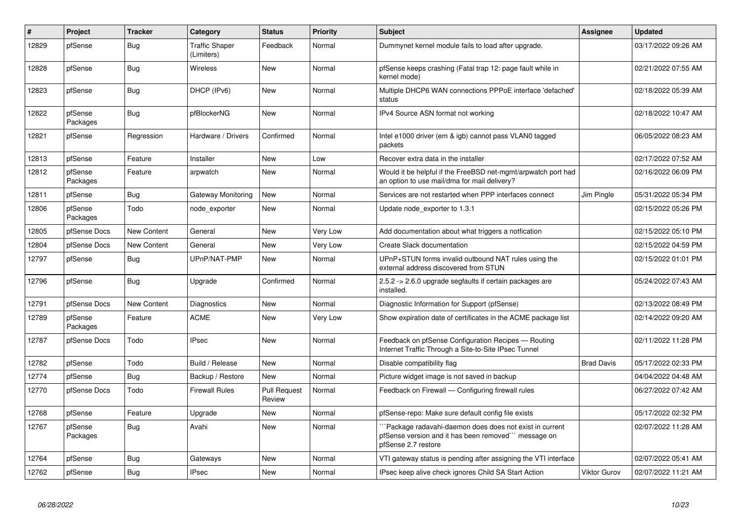| # | Project | Tracker | Category | Status | Priority | Subject | Assignee | Updated |
|---|---|---|---|---|---|---|---|---|
| 12829 | pfSense | Bug | Traffic Shaper (Limiters) | Feedback | Normal | Dummynet kernel module fails to load after upgrade. | | 03/17/2022 09:26 AM |
| 12828 | pfSense | Bug | Wireless | New | Normal | pfSense keeps crashing (Fatal trap 12: page fault while in kernel mode) | | 02/21/2022 07:55 AM |
| 12823 | pfSense | Bug | DHCP (IPv6) | New | Normal | Multiple DHCP6 WAN connections PPPoE interface 'defached' status | | 02/18/2022 05:39 AM |
| 12822 | pfSense Packages | Bug | pfBlockerNG | New | Normal | IPv4 Source ASN format not working | | 02/18/2022 10:47 AM |
| 12821 | pfSense | Regression | Hardware / Drivers | Confirmed | Normal | Intel e1000 driver (em & igb) cannot pass VLAN0 tagged packets | | 06/05/2022 08:23 AM |
| 12813 | pfSense | Feature | Installer | New | Low | Recover extra data in the installer | | 02/17/2022 07:52 AM |
| 12812 | pfSense Packages | Feature | arpwatch | New | Normal | Would it be helpful if the FreeBSD net-mgmt/arpwatch port had an option to use mail/dma for mail delivery? | | 02/16/2022 06:09 PM |
| 12811 | pfSense | Bug | Gateway Monitoring | New | Normal | Services are not restarted when PPP interfaces connect | Jim Pingle | 05/31/2022 05:34 PM |
| 12806 | pfSense Packages | Todo | node_exporter | New | Normal | Update node_exporter to 1.3.1 | | 02/15/2022 05:26 PM |
| 12805 | pfSense Docs | New Content | General | New | Very Low | Add documentation about what triggers a notfication | | 02/15/2022 05:10 PM |
| 12804 | pfSense Docs | New Content | General | New | Very Low | Create Slack documentation | | 02/15/2022 04:59 PM |
| 12797 | pfSense | Bug | UPnP/NAT-PMP | New | Normal | UPnP+STUN forms invalid outbound NAT rules using the external address discovered from STUN | | 02/15/2022 01:01 PM |
| 12796 | pfSense | Bug | Upgrade | Confirmed | Normal | 2.5.2 -> 2.6.0 upgrade segfaults if certain packages are installed. | | 05/24/2022 07:43 AM |
| 12791 | pfSense Docs | New Content | Diagnostics | New | Normal | Diagnostic Information for Support (pfSense) | | 02/13/2022 08:49 PM |
| 12789 | pfSense Packages | Feature | ACME | New | Very Low | Show expiration date of certificates in the ACME package list | | 02/14/2022 09:20 AM |
| 12787 | pfSense Docs | Todo | IPsec | New | Normal | Feedback on pfSense Configuration Recipes — Routing Internet Traffic Through a Site-to-Site IPsec Tunnel | | 02/11/2022 11:28 PM |
| 12782 | pfSense | Todo | Build / Release | New | Normal | Disable compatibility flag | Brad Davis | 05/17/2022 02:33 PM |
| 12774 | pfSense | Bug | Backup / Restore | New | Normal | Picture widget image is not saved in backup | | 04/04/2022 04:48 AM |
| 12770 | pfSense Docs | Todo | Firewall Rules | Pull Request Review | Normal | Feedback on Firewall — Configuring firewall rules | | 06/27/2022 07:42 AM |
| 12768 | pfSense | Feature | Upgrade | New | Normal | pfSense-repo: Make sure default config file exists | | 05/17/2022 02:32 PM |
| 12767 | pfSense Packages | Bug | Avahi | New | Normal | ```Package radavahi-daemon does does not exist in current pfSense version and it has been removed``` message on pfSense 2.7 restore | | 02/07/2022 11:28 AM |
| 12764 | pfSense | Bug | Gateways | New | Normal | VTI gateway status is pending after assigning the VTI interface | | 02/07/2022 05:41 AM |
| 12762 | pfSense | Bug | IPsec | New | Normal | IPsec keep alive check ignores Child SA Start Action | Viktor Gurov | 02/07/2022 11:21 AM |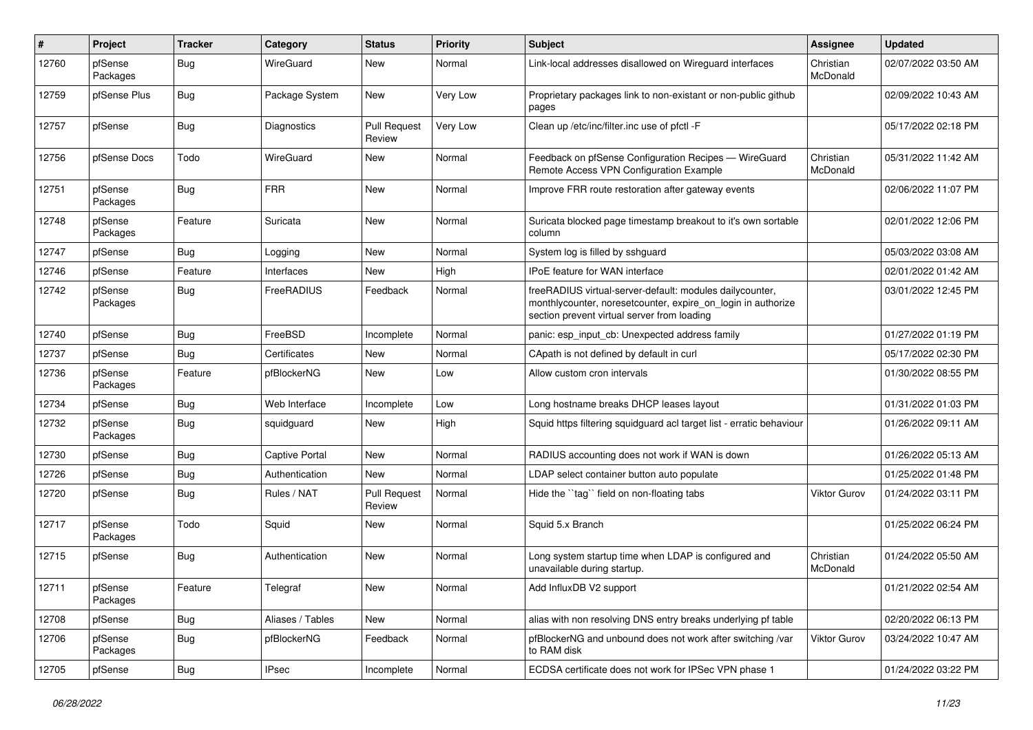| # | Project | Tracker | Category | Status | Priority | Subject | Assignee | Updated |
|---|---|---|---|---|---|---|---|---|
| 12760 | pfSense Packages | Bug | WireGuard | New | Normal | Link-local addresses disallowed on Wireguard interfaces | Christian McDonald | 02/07/2022 03:50 AM |
| 12759 | pfSense Plus | Bug | Package System | New | Very Low | Proprietary packages link to non-existant or non-public github pages | | 02/09/2022 10:43 AM |
| 12757 | pfSense | Bug | Diagnostics | Pull Request Review | Very Low | Clean up /etc/inc/filter.inc use of pfctl -F | | 05/17/2022 02:18 PM |
| 12756 | pfSense Docs | Todo | WireGuard | New | Normal | Feedback on pfSense Configuration Recipes — WireGuard Remote Access VPN Configuration Example | Christian McDonald | 05/31/2022 11:42 AM |
| 12751 | pfSense Packages | Bug | FRR | New | Normal | Improve FRR route restoration after gateway events | | 02/06/2022 11:07 PM |
| 12748 | pfSense Packages | Feature | Suricata | New | Normal | Suricata blocked page timestamp breakout to it's own sortable column | | 02/01/2022 12:06 PM |
| 12747 | pfSense | Bug | Logging | New | Normal | System log is filled by sshguard | | 05/03/2022 03:08 AM |
| 12746 | pfSense | Feature | Interfaces | New | High | IPoE feature for WAN interface | | 02/01/2022 01:42 AM |
| 12742 | pfSense Packages | Bug | FreeRADIUS | Feedback | Normal | freeRADIUS virtual-server-default: modules dailycounter, monthlycounter, noresetcounter, expire_on_login in authorize section prevent virtual server from loading | | 03/01/2022 12:45 PM |
| 12740 | pfSense | Bug | FreeBSD | Incomplete | Normal | panic: esp_input_cb: Unexpected address family | | 01/27/2022 01:19 PM |
| 12737 | pfSense | Bug | Certificates | New | Normal | CApath is not defined by default in curl | | 05/17/2022 02:30 PM |
| 12736 | pfSense Packages | Feature | pfBlockerNG | New | Low | Allow custom cron intervals | | 01/30/2022 08:55 PM |
| 12734 | pfSense | Bug | Web Interface | Incomplete | Low | Long hostname breaks DHCP leases layout | | 01/31/2022 01:03 PM |
| 12732 | pfSense Packages | Bug | squidguard | New | High | Squid https filtering squidguard acl target list - erratic behaviour | | 01/26/2022 09:11 AM |
| 12730 | pfSense | Bug | Captive Portal | New | Normal | RADIUS accounting does not work if WAN is down | | 01/26/2022 05:13 AM |
| 12726 | pfSense | Bug | Authentication | New | Normal | LDAP select container button auto populate | | 01/25/2022 01:48 PM |
| 12720 | pfSense | Bug | Rules / NAT | Pull Request Review | Normal | Hide the ``tag`` field on non-floating tabs | Viktor Gurov | 01/24/2022 03:11 PM |
| 12717 | pfSense Packages | Todo | Squid | New | Normal | Squid 5.x Branch | | 01/25/2022 06:24 PM |
| 12715 | pfSense | Bug | Authentication | New | Normal | Long system startup time when LDAP is configured and unavailable during startup. | Christian McDonald | 01/24/2022 05:50 AM |
| 12711 | pfSense Packages | Feature | Telegraf | New | Normal | Add InfluxDB V2 support | | 01/21/2022 02:54 AM |
| 12708 | pfSense | Bug | Aliases / Tables | New | Normal | alias with non resolving DNS entry breaks underlying pf table | | 02/20/2022 06:13 PM |
| 12706 | pfSense Packages | Bug | pfBlockerNG | Feedback | Normal | pfBlockerNG and unbound does not work after switching /var to RAM disk | Viktor Gurov | 03/24/2022 10:47 AM |
| 12705 | pfSense | Bug | IPsec | Incomplete | Normal | ECDSA certificate does not work for IPSec VPN phase 1 | | 01/24/2022 03:22 PM |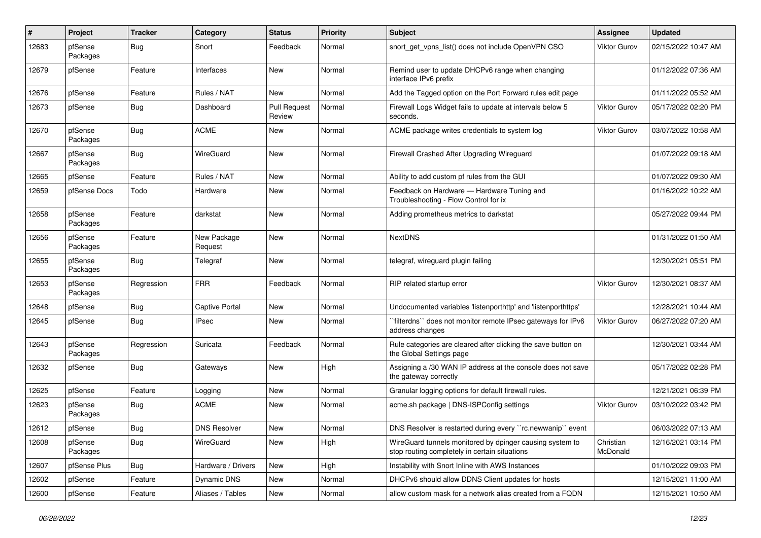| # | Project | Tracker | Category | Status | Priority | Subject | Assignee | Updated |
|---|---|---|---|---|---|---|---|---|
| 12683 | pfSense Packages | Bug | Snort | Feedback | Normal | snort_get_vpns_list() does not include OpenVPN CSO | Viktor Gurov | 02/15/2022 10:47 AM |
| 12679 | pfSense | Feature | Interfaces | New | Normal | Remind user to update DHCPv6 range when changing interface IPv6 prefix | | 01/12/2022 07:36 AM |
| 12676 | pfSense | Feature | Rules / NAT | New | Normal | Add the Tagged option on the Port Forward rules edit page | | 01/11/2022 05:52 AM |
| 12673 | pfSense | Bug | Dashboard | Pull Request Review | Normal | Firewall Logs Widget fails to update at intervals below 5 seconds. | Viktor Gurov | 05/17/2022 02:20 PM |
| 12670 | pfSense Packages | Bug | ACME | New | Normal | ACME package writes credentials to system log | Viktor Gurov | 03/07/2022 10:58 AM |
| 12667 | pfSense Packages | Bug | WireGuard | New | Normal | Firewall Crashed After Upgrading Wireguard | | 01/07/2022 09:18 AM |
| 12665 | pfSense | Feature | Rules / NAT | New | Normal | Ability to add custom pf rules from the GUI | | 01/07/2022 09:30 AM |
| 12659 | pfSense Docs | Todo | Hardware | New | Normal | Feedback on Hardware — Hardware Tuning and Troubleshooting - Flow Control for ix | | 01/16/2022 10:22 AM |
| 12658 | pfSense Packages | Feature | darkstat | New | Normal | Adding prometheus metrics to darkstat | | 05/27/2022 09:44 PM |
| 12656 | pfSense Packages | Feature | New Package Request | New | Normal | NextDNS | | 01/31/2022 01:50 AM |
| 12655 | pfSense Packages | Bug | Telegraf | New | Normal | telegraf, wireguard plugin failing | | 12/30/2021 05:51 PM |
| 12653 | pfSense Packages | Regression | FRR | Feedback | Normal | RIP related startup error | Viktor Gurov | 12/30/2021 08:37 AM |
| 12648 | pfSense | Bug | Captive Portal | New | Normal | Undocumented variables 'listenporthttp' and 'listenporthttps' | | 12/28/2021 10:44 AM |
| 12645 | pfSense | Bug | IPsec | New | Normal | ``filterdns`` does not monitor remote IPsec gateways for IPv6 address changes | Viktor Gurov | 06/27/2022 07:20 AM |
| 12643 | pfSense Packages | Regression | Suricata | Feedback | Normal | Rule categories are cleared after clicking the save button on the Global Settings page | | 12/30/2021 03:44 AM |
| 12632 | pfSense | Bug | Gateways | New | High | Assigning a /30 WAN IP address at the console does not save the gateway correctly | | 05/17/2022 02:28 PM |
| 12625 | pfSense | Feature | Logging | New | Normal | Granular logging options for default firewall rules. | | 12/21/2021 06:39 PM |
| 12623 | pfSense Packages | Bug | ACME | New | Normal | acme.sh package \| DNS-ISPConfig settings | Viktor Gurov | 03/10/2022 03:42 PM |
| 12612 | pfSense | Bug | DNS Resolver | New | Normal | DNS Resolver is restarted during every ``rc.newwanip`` event | | 06/03/2022 07:13 AM |
| 12608 | pfSense Packages | Bug | WireGuard | New | High | WireGuard tunnels monitored by dpinger causing system to stop routing completely in certain situations | Christian McDonald | 12/16/2021 03:14 PM |
| 12607 | pfSense Plus | Bug | Hardware / Drivers | New | High | Instability with Snort Inline with AWS Instances | | 01/10/2022 09:03 PM |
| 12602 | pfSense | Feature | Dynamic DNS | New | Normal | DHCPv6 should allow DDNS Client updates for hosts | | 12/15/2021 11:00 AM |
| 12600 | pfSense | Feature | Aliases / Tables | New | Normal | allow custom mask for a network alias created from a FQDN | | 12/15/2021 10:50 AM |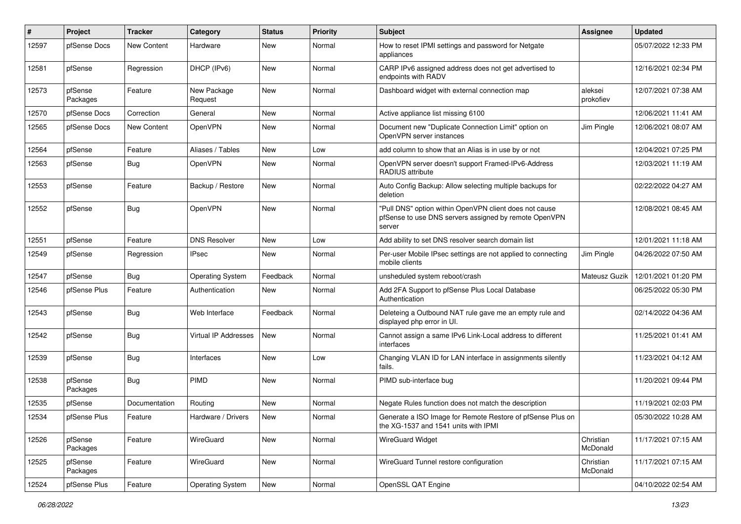| # | Project | Tracker | Category | Status | Priority | Subject | Assignee | Updated |
|---|---|---|---|---|---|---|---|---|
| 12597 | pfSense Docs | New Content | Hardware | New | Normal | How to reset IPMI settings and password for Netgate appliances | | 05/07/2022 12:33 PM |
| 12581 | pfSense | Regression | DHCP (IPv6) | New | Normal | CARP IPv6 assigned address does not get advertised to endpoints with RADV | | 12/16/2021 02:34 PM |
| 12573 | pfSense Packages | Feature | New Package Request | New | Normal | Dashboard widget with external connection map | aleksei prokofiev | 12/07/2021 07:38 AM |
| 12570 | pfSense Docs | Correction | General | New | Normal | Active appliance list missing 6100 | | 12/06/2021 11:41 AM |
| 12565 | pfSense Docs | New Content | OpenVPN | New | Normal | Document new "Duplicate Connection Limit" option on OpenVPN server instances | Jim Pingle | 12/06/2021 08:07 AM |
| 12564 | pfSense | Feature | Aliases / Tables | New | Low | add column to show that an Alias is in use by or not | | 12/04/2021 07:25 PM |
| 12563 | pfSense | Bug | OpenVPN | New | Normal | OpenVPN server doesn't support Framed-IPv6-Address RADIUS attribute | | 12/03/2021 11:19 AM |
| 12553 | pfSense | Feature | Backup / Restore | New | Normal | Auto Config Backup: Allow selecting multiple backups for deletion | | 02/22/2022 04:27 AM |
| 12552 | pfSense | Bug | OpenVPN | New | Normal | "Pull DNS" option within OpenVPN client does not cause pfSense to use DNS servers assigned by remote OpenVPN server | | 12/08/2021 08:45 AM |
| 12551 | pfSense | Feature | DNS Resolver | New | Low | Add ability to set DNS resolver search domain list | | 12/01/2021 11:18 AM |
| 12549 | pfSense | Regression | IPsec | New | Normal | Per-user Mobile IPsec settings are not applied to connecting mobile clients | Jim Pingle | 04/26/2022 07:50 AM |
| 12547 | pfSense | Bug | Operating System | Feedback | Normal | unsheduled system reboot/crash | Mateusz Guzik | 12/01/2021 01:20 PM |
| 12546 | pfSense Plus | Feature | Authentication | New | Normal | Add 2FA Support to pfSense Plus Local Database Authentication | | 06/25/2022 05:30 PM |
| 12543 | pfSense | Bug | Web Interface | Feedback | Normal | Deleteing a Outbound NAT rule gave me an empty rule and displayed php error in UI. | | 02/14/2022 04:36 AM |
| 12542 | pfSense | Bug | Virtual IP Addresses | New | Normal | Cannot assign a same IPv6 Link-Local address to different interfaces | | 11/25/2021 01:41 AM |
| 12539 | pfSense | Bug | Interfaces | New | Low | Changing VLAN ID for LAN interface in assignments silently fails. | | 11/23/2021 04:12 AM |
| 12538 | pfSense Packages | Bug | PIMD | New | Normal | PIMD sub-interface bug | | 11/20/2021 09:44 PM |
| 12535 | pfSense | Documentation | Routing | New | Normal | Negate Rules function does not match the description | | 11/19/2021 02:03 PM |
| 12534 | pfSense Plus | Feature | Hardware / Drivers | New | Normal | Generate a ISO Image for Remote Restore of pfSense Plus on the XG-1537 and 1541 units with IPMI | | 05/30/2022 10:28 AM |
| 12526 | pfSense Packages | Feature | WireGuard | New | Normal | WireGuard Widget | Christian McDonald | 11/17/2021 07:15 AM |
| 12525 | pfSense Packages | Feature | WireGuard | New | Normal | WireGuard Tunnel restore configuration | Christian McDonald | 11/17/2021 07:15 AM |
| 12524 | pfSense Plus | Feature | Operating System | New | Normal | OpenSSL QAT Engine | | 04/10/2022 02:54 AM |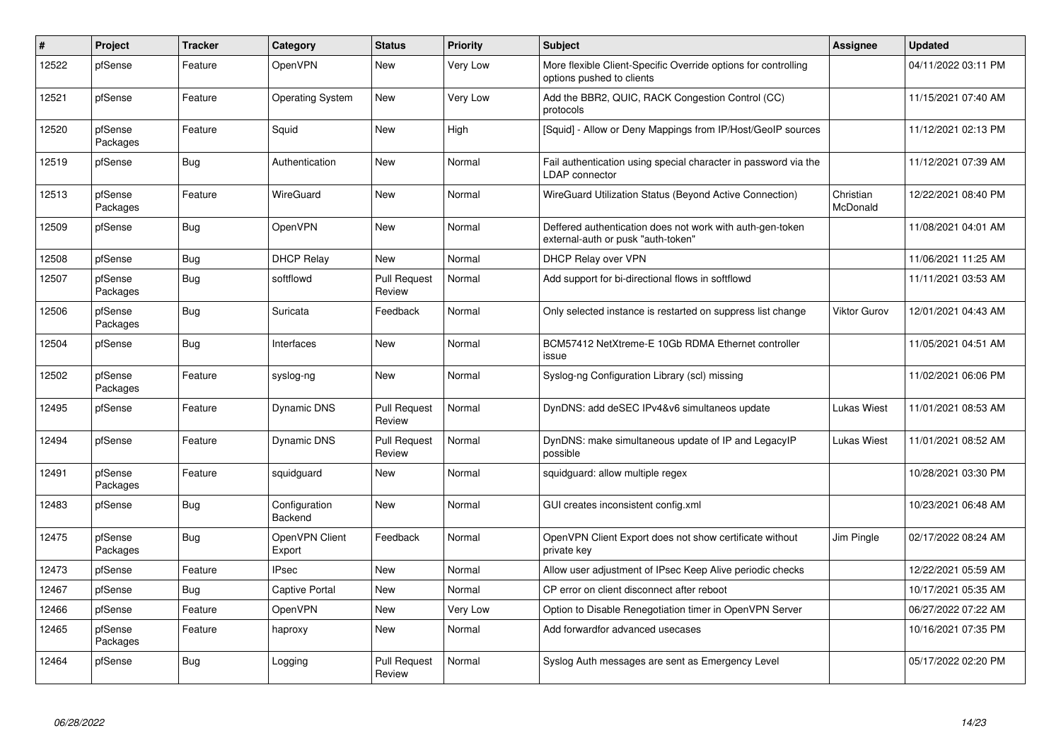| # | Project | Tracker | Category | Status | Priority | Subject | Assignee | Updated |
|---|---|---|---|---|---|---|---|---|
| 12522 | pfSense | Feature | OpenVPN | New | Very Low | More flexible Client-Specific Override options for controlling options pushed to clients | | 04/11/2022 03:11 PM |
| 12521 | pfSense | Feature | Operating System | New | Very Low | Add the BBR2, QUIC, RACK Congestion Control (CC) protocols | | 11/15/2021 07:40 AM |
| 12520 | pfSense Packages | Feature | Squid | New | High | [Squid] - Allow or Deny Mappings from IP/Host/GeoIP sources | | 11/12/2021 02:13 PM |
| 12519 | pfSense | Bug | Authentication | New | Normal | Fail authentication using special character in password via the LDAP connector | | 11/12/2021 07:39 AM |
| 12513 | pfSense Packages | Feature | WireGuard | New | Normal | WireGuard Utilization Status (Beyond Active Connection) | Christian McDonald | 12/22/2021 08:40 PM |
| 12509 | pfSense | Bug | OpenVPN | New | Normal | Deffered authentication does not work with auth-gen-token external-auth or pusk "auth-token" | | 11/08/2021 04:01 AM |
| 12508 | pfSense | Bug | DHCP Relay | New | Normal | DHCP Relay over VPN | | 11/06/2021 11:25 AM |
| 12507 | pfSense Packages | Bug | softflowd | Pull Request Review | Normal | Add support for bi-directional flows in softflowd | | 11/11/2021 03:53 AM |
| 12506 | pfSense Packages | Bug | Suricata | Feedback | Normal | Only selected instance is restarted on suppress list change | Viktor Gurov | 12/01/2021 04:43 AM |
| 12504 | pfSense | Bug | Interfaces | New | Normal | BCM57412 NetXtreme-E 10Gb RDMA Ethernet controller issue | | 11/05/2021 04:51 AM |
| 12502 | pfSense Packages | Feature | syslog-ng | New | Normal | Syslog-ng Configuration Library (scl) missing | | 11/02/2021 06:06 PM |
| 12495 | pfSense | Feature | Dynamic DNS | Pull Request Review | Normal | DynDNS: add deSEC IPv4&v6 simultaneos update | Lukas Wiest | 11/01/2021 08:53 AM |
| 12494 | pfSense | Feature | Dynamic DNS | Pull Request Review | Normal | DynDNS: make simultaneous update of IP and LegacyIP possible | Lukas Wiest | 11/01/2021 08:52 AM |
| 12491 | pfSense Packages | Feature | squidguard | New | Normal | squidguard: allow multiple regex | | 10/28/2021 03:30 PM |
| 12483 | pfSense | Bug | Configuration Backend | New | Normal | GUI creates inconsistent config.xml | | 10/23/2021 06:48 AM |
| 12475 | pfSense Packages | Bug | OpenVPN Client Export | Feedback | Normal | OpenVPN Client Export does not show certificate without private key | Jim Pingle | 02/17/2022 08:24 AM |
| 12473 | pfSense | Feature | IPsec | New | Normal | Allow user adjustment of IPsec Keep Alive periodic checks | | 12/22/2021 05:59 AM |
| 12467 | pfSense | Bug | Captive Portal | New | Normal | CP error on client disconnect after reboot | | 10/17/2021 05:35 AM |
| 12466 | pfSense | Feature | OpenVPN | New | Very Low | Option to Disable Renegotiation timer in OpenVPN Server | | 06/27/2022 07:22 AM |
| 12465 | pfSense Packages | Feature | haproxy | New | Normal | Add forwardfor advanced usecases | | 10/16/2021 07:35 PM |
| 12464 | pfSense | Bug | Logging | Pull Request Review | Normal | Syslog Auth messages are sent as Emergency Level | | 05/17/2022 02:20 PM |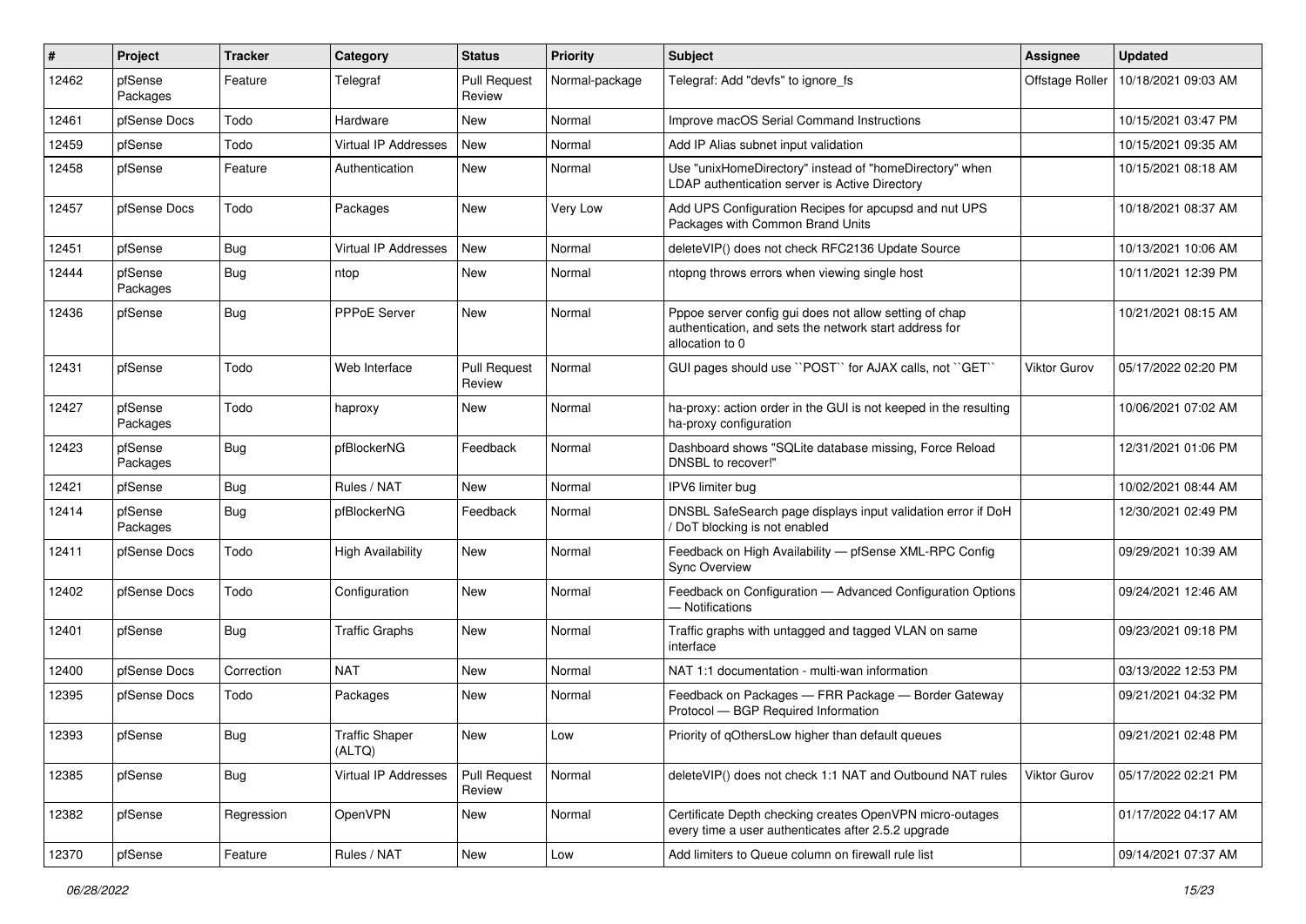| # | Project | Tracker | Category | Status | Priority | Subject | Assignee | Updated |
|---|---|---|---|---|---|---|---|---|
| 12462 | pfSense Packages | Feature | Telegraf | Pull Request Review | Normal-package | Telegraf: Add "devfs" to ignore_fs | Offstage Roller | 10/18/2021 09:03 AM |
| 12461 | pfSense Docs | Todo | Hardware | New | Normal | Improve macOS Serial Command Instructions | | 10/15/2021 03:47 PM |
| 12459 | pfSense | Todo | Virtual IP Addresses | New | Normal | Add IP Alias subnet input validation | | 10/15/2021 09:35 AM |
| 12458 | pfSense | Feature | Authentication | New | Normal | Use "unixHomeDirectory" instead of "homeDirectory" when LDAP authentication server is Active Directory | | 10/15/2021 08:18 AM |
| 12457 | pfSense Docs | Todo | Packages | New | Very Low | Add UPS Configuration Recipes for apcupsd and nut UPS Packages with Common Brand Units | | 10/18/2021 08:37 AM |
| 12451 | pfSense | Bug | Virtual IP Addresses | New | Normal | deleteVIP() does not check RFC2136 Update Source | | 10/13/2021 10:06 AM |
| 12444 | pfSense Packages | Bug | ntop | New | Normal | ntopng throws errors when viewing single host | | 10/11/2021 12:39 PM |
| 12436 | pfSense | Bug | PPPoE Server | New | Normal | Pppoe server config gui does not allow setting of chap authentication, and sets the network start address for allocation to 0 | | 10/21/2021 08:15 AM |
| 12431 | pfSense | Todo | Web Interface | Pull Request Review | Normal | GUI pages should use ``POST`` for AJAX calls, not ``GET`` | Viktor Gurov | 05/17/2022 02:20 PM |
| 12427 | pfSense Packages | Todo | haproxy | New | Normal | ha-proxy: action order in the GUI is not keeped in the resulting ha-proxy configuration | | 10/06/2021 07:02 AM |
| 12423 | pfSense Packages | Bug | pfBlockerNG | Feedback | Normal | Dashboard shows "SQLite database missing, Force Reload DNSBL to recover!" | | 12/31/2021 01:06 PM |
| 12421 | pfSense | Bug | Rules / NAT | New | Normal | IPV6 limiter bug | | 10/02/2021 08:44 AM |
| 12414 | pfSense Packages | Bug | pfBlockerNG | Feedback | Normal | DNSBL SafeSearch page displays input validation error if DoH / DoT blocking is not enabled | | 12/30/2021 02:49 PM |
| 12411 | pfSense Docs | Todo | High Availability | New | Normal | Feedback on High Availability — pfSense XML-RPC Config Sync Overview | | 09/29/2021 10:39 AM |
| 12402 | pfSense Docs | Todo | Configuration | New | Normal | Feedback on Configuration — Advanced Configuration Options — Notifications | | 09/24/2021 12:46 AM |
| 12401 | pfSense | Bug | Traffic Graphs | New | Normal | Traffic graphs with untagged and tagged VLAN on same interface | | 09/23/2021 09:18 PM |
| 12400 | pfSense Docs | Correction | NAT | New | Normal | NAT 1:1 documentation - multi-wan information | | 03/13/2022 12:53 PM |
| 12395 | pfSense Docs | Todo | Packages | New | Normal | Feedback on Packages — FRR Package — Border Gateway Protocol — BGP Required Information | | 09/21/2021 04:32 PM |
| 12393 | pfSense | Bug | Traffic Shaper (ALTQ) | New | Low | Priority of qOthersLow higher than default queues | | 09/21/2021 02:48 PM |
| 12385 | pfSense | Bug | Virtual IP Addresses | Pull Request Review | Normal | deleteVIP() does not check 1:1 NAT and Outbound NAT rules | Viktor Gurov | 05/17/2022 02:21 PM |
| 12382 | pfSense | Regression | OpenVPN | New | Normal | Certificate Depth checking creates OpenVPN micro-outages every time a user authenticates after 2.5.2 upgrade | | 01/17/2022 04:17 AM |
| 12370 | pfSense | Feature | Rules / NAT | New | Low | Add limiters to Queue column on firewall rule list | | 09/14/2021 07:37 AM |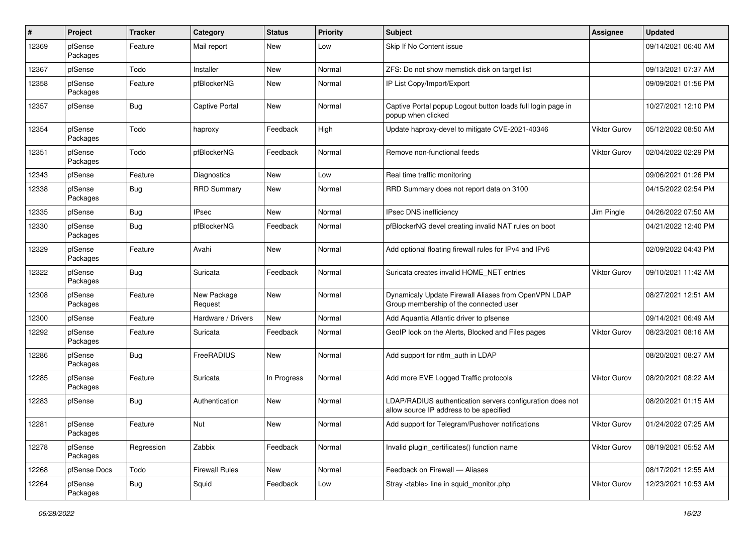| # | Project | Tracker | Category | Status | Priority | Subject | Assignee | Updated |
|---|---|---|---|---|---|---|---|---|
| 12369 | pfSense Packages | Feature | Mail report | New | Low | Skip If No Content issue | | 09/14/2021 06:40 AM |
| 12367 | pfSense | Todo | Installer | New | Normal | ZFS: Do not show memstick disk on target list | | 09/13/2021 07:37 AM |
| 12358 | pfSense Packages | Feature | pfBlockerNG | New | Normal | IP List Copy/Import/Export | | 09/09/2021 01:56 PM |
| 12357 | pfSense | Bug | Captive Portal | New | Normal | Captive Portal popup Logout button loads full login page in popup when clicked | | 10/27/2021 12:10 PM |
| 12354 | pfSense Packages | Todo | haproxy | Feedback | High | Update haproxy-devel to mitigate CVE-2021-40346 | Viktor Gurov | 05/12/2022 08:50 AM |
| 12351 | pfSense Packages | Todo | pfBlockerNG | Feedback | Normal | Remove non-functional feeds | Viktor Gurov | 02/04/2022 02:29 PM |
| 12343 | pfSense | Feature | Diagnostics | New | Low | Real time traffic monitoring | | 09/06/2021 01:26 PM |
| 12338 | pfSense Packages | Bug | RRD Summary | New | Normal | RRD Summary does not report data on 3100 | | 04/15/2022 02:54 PM |
| 12335 | pfSense | Bug | IPsec | New | Normal | IPsec DNS inefficiency | Jim Pingle | 04/26/2022 07:50 AM |
| 12330 | pfSense Packages | Bug | pfBlockerNG | Feedback | Normal | pfBlockerNG devel creating invalid NAT rules on boot | | 04/21/2022 12:40 PM |
| 12329 | pfSense Packages | Feature | Avahi | New | Normal | Add optional floating firewall rules for IPv4 and IPv6 | | 02/09/2022 04:43 PM |
| 12322 | pfSense Packages | Bug | Suricata | Feedback | Normal | Suricata creates invalid HOME_NET entries | Viktor Gurov | 09/10/2021 11:42 AM |
| 12308 | pfSense Packages | Feature | New Package Request | New | Normal | Dynamicaly Update Firewall Aliases from OpenVPN LDAP Group membership of the connected user | | 08/27/2021 12:51 AM |
| 12300 | pfSense | Feature | Hardware / Drivers | New | Normal | Add Aquantia Atlantic driver to pfsense | | 09/14/2021 06:49 AM |
| 12292 | pfSense Packages | Feature | Suricata | Feedback | Normal | GeoIP look on the Alerts, Blocked and Files pages | Viktor Gurov | 08/23/2021 08:16 AM |
| 12286 | pfSense Packages | Bug | FreeRADIUS | New | Normal | Add support for ntlm_auth in LDAP | | 08/20/2021 08:27 AM |
| 12285 | pfSense Packages | Feature | Suricata | In Progress | Normal | Add more EVE Logged Traffic protocols | Viktor Gurov | 08/20/2021 08:22 AM |
| 12283 | pfSense | Bug | Authentication | New | Normal | LDAP/RADIUS authentication servers configuration does not allow source IP address to be specified | | 08/20/2021 01:15 AM |
| 12281 | pfSense Packages | Feature | Nut | New | Normal | Add support for Telegram/Pushover notifications | Viktor Gurov | 01/24/2022 07:25 AM |
| 12278 | pfSense Packages | Regression | Zabbix | Feedback | Normal | Invalid plugin_certificates() function name | Viktor Gurov | 08/19/2021 05:52 AM |
| 12268 | pfSense Docs | Todo | Firewall Rules | New | Normal | Feedback on Firewall — Aliases | | 08/17/2021 12:55 AM |
| 12264 | pfSense Packages | Bug | Squid | Feedback | Low | Stray <table> line in squid_monitor.php | Viktor Gurov | 12/23/2021 10:53 AM |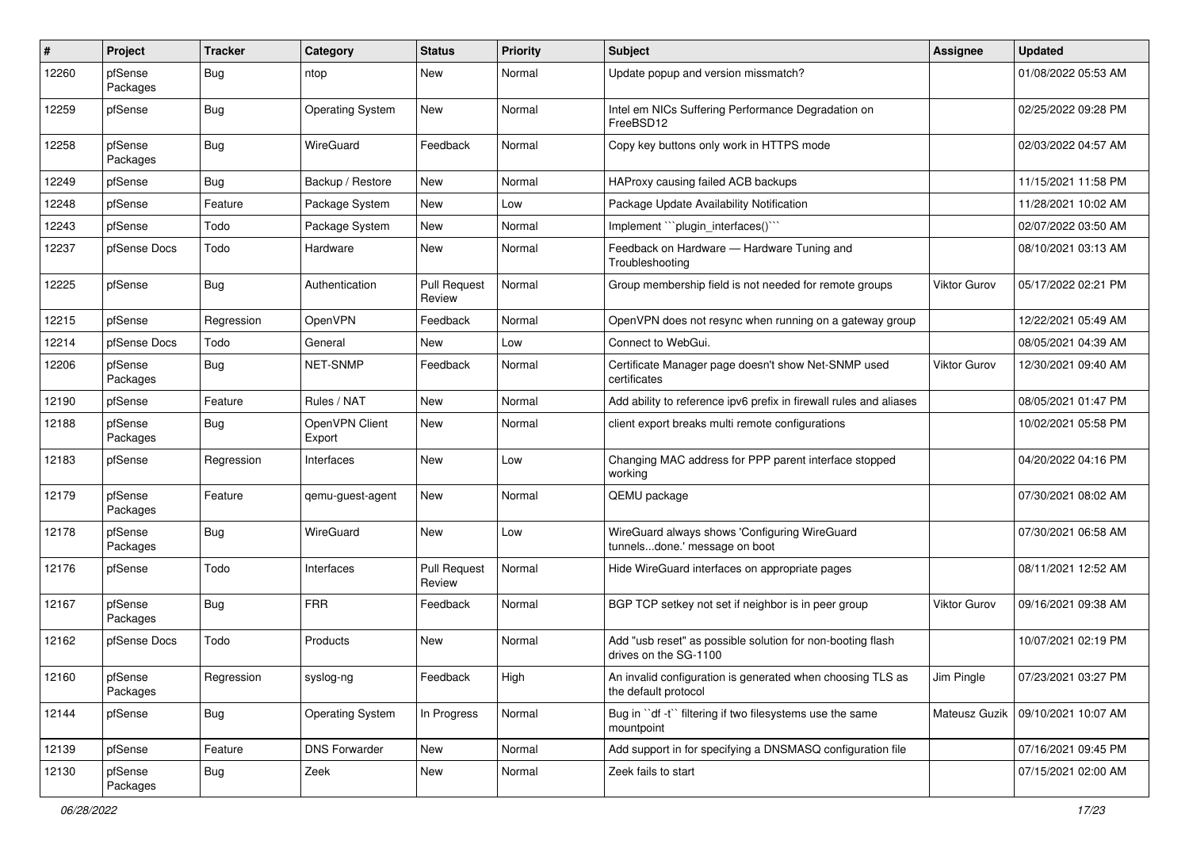| # | Project | Tracker | Category | Status | Priority | Subject | Assignee | Updated |
|---|---|---|---|---|---|---|---|---|
| 12260 | pfSense Packages | Bug | ntop | New | Normal | Update popup and version missmatch? | | 01/08/2022 05:53 AM |
| 12259 | pfSense | Bug | Operating System | New | Normal | Intel em NICs Suffering Performance Degradation on FreeBSD12 | | 02/25/2022 09:28 PM |
| 12258 | pfSense Packages | Bug | WireGuard | Feedback | Normal | Copy key buttons only work in HTTPS mode | | 02/03/2022 04:57 AM |
| 12249 | pfSense | Bug | Backup / Restore | New | Normal | HAProxy causing failed ACB backups | | 11/15/2021 11:58 PM |
| 12248 | pfSense | Feature | Package System | New | Low | Package Update Availability Notification | | 11/28/2021 10:02 AM |
| 12243 | pfSense | Todo | Package System | New | Normal | Implement ```plugin_interfaces()``` | | 02/07/2022 03:50 AM |
| 12237 | pfSense Docs | Todo | Hardware | New | Normal | Feedback on Hardware — Hardware Tuning and Troubleshooting | | 08/10/2021 03:13 AM |
| 12225 | pfSense | Bug | Authentication | Pull Request Review | Normal | Group membership field is not needed for remote groups | Viktor Gurov | 05/17/2022 02:21 PM |
| 12215 | pfSense | Regression | OpenVPN | Feedback | Normal | OpenVPN does not resync when running on a gateway group | | 12/22/2021 05:49 AM |
| 12214 | pfSense Docs | Todo | General | New | Low | Connect to WebGui. | | 08/05/2021 04:39 AM |
| 12206 | pfSense Packages | Bug | NET-SNMP | Feedback | Normal | Certificate Manager page doesn't show Net-SNMP used certificates | Viktor Gurov | 12/30/2021 09:40 AM |
| 12190 | pfSense | Feature | Rules / NAT | New | Normal | Add ability to reference ipv6 prefix in firewall rules and aliases | | 08/05/2021 01:47 PM |
| 12188 | pfSense Packages | Bug | OpenVPN Client Export | New | Normal | client export breaks multi remote configurations | | 10/02/2021 05:58 PM |
| 12183 | pfSense | Regression | Interfaces | New | Low | Changing MAC address for PPP parent interface stopped working | | 04/20/2022 04:16 PM |
| 12179 | pfSense Packages | Feature | qemu-guest-agent | New | Normal | QEMU package | | 07/30/2021 08:02 AM |
| 12178 | pfSense Packages | Bug | WireGuard | New | Low | WireGuard always shows 'Configuring WireGuard tunnels...done.' message on boot | | 07/30/2021 06:58 AM |
| 12176 | pfSense | Todo | Interfaces | Pull Request Review | Normal | Hide WireGuard interfaces on appropriate pages | | 08/11/2021 12:52 AM |
| 12167 | pfSense Packages | Bug | FRR | Feedback | Normal | BGP TCP setkey not set if neighbor is in peer group | Viktor Gurov | 09/16/2021 09:38 AM |
| 12162 | pfSense Docs | Todo | Products | New | Normal | Add "usb reset" as possible solution for non-booting flash drives on the SG-1100 | | 10/07/2021 02:19 PM |
| 12160 | pfSense Packages | Regression | syslog-ng | Feedback | High | An invalid configuration is generated when choosing TLS as the default protocol | Jim Pingle | 07/23/2021 03:27 PM |
| 12144 | pfSense | Bug | Operating System | In Progress | Normal | Bug in ``df -t`` filtering if two filesystems use the same mountpoint | Mateusz Guzik | 09/10/2021 10:07 AM |
| 12139 | pfSense | Feature | DNS Forwarder | New | Normal | Add support in for specifying a DNSMASQ configuration file | | 07/16/2021 09:45 PM |
| 12130 | pfSense Packages | Bug | Zeek | New | Normal | Zeek fails to start | | 07/15/2021 02:00 AM |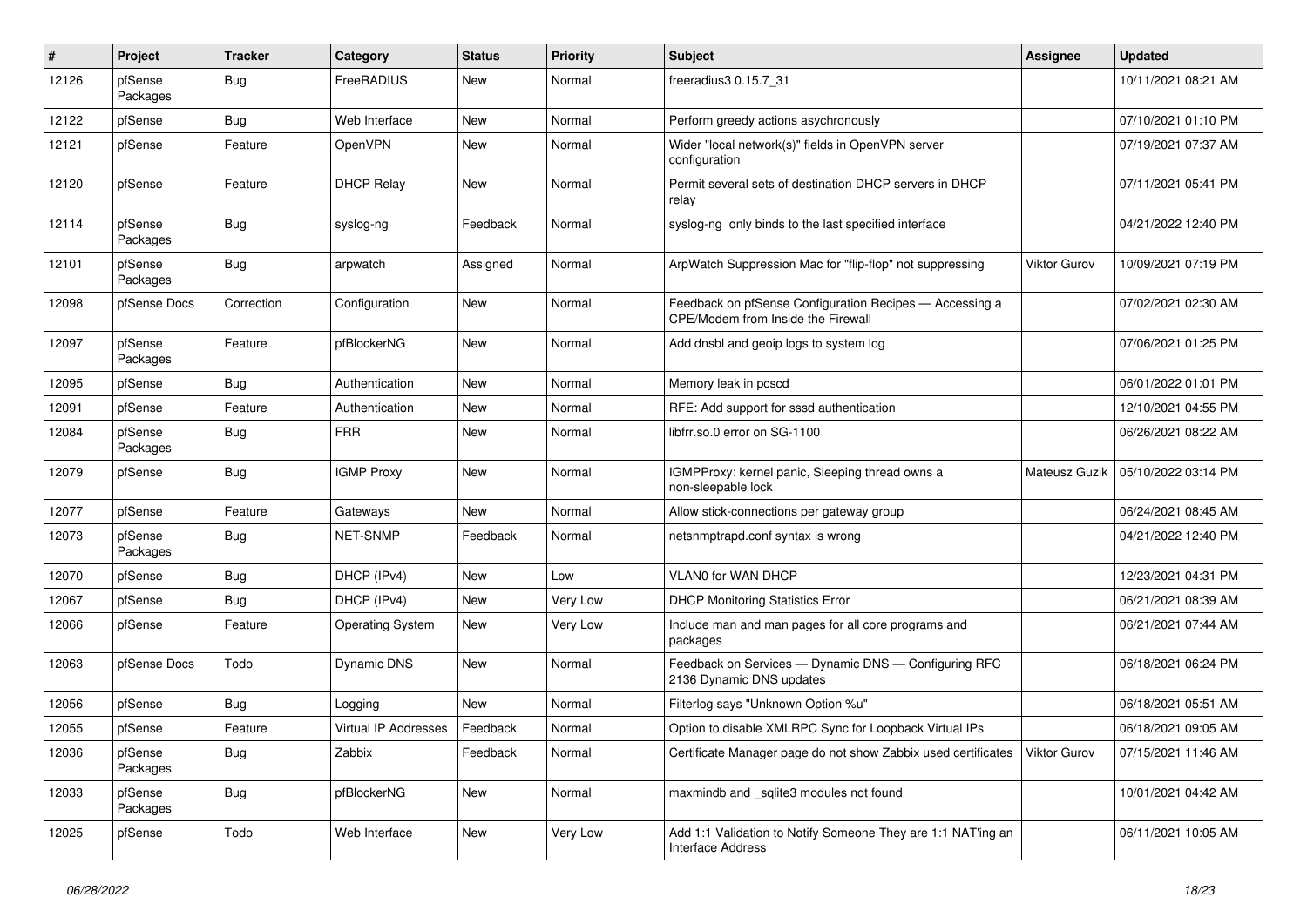| # | Project | Tracker | Category | Status | Priority | Subject | Assignee | Updated |
|---|---|---|---|---|---|---|---|---|
| 12126 | pfSense Packages | Bug | FreeRADIUS | New | Normal | freeradius3 0.15.7_31 | | 10/11/2021 08:21 AM |
| 12122 | pfSense | Bug | Web Interface | New | Normal | Perform greedy actions asychronously | | 07/10/2021 01:10 PM |
| 12121 | pfSense | Feature | OpenVPN | New | Normal | Wider "local network(s)" fields in OpenVPN server configuration | | 07/19/2021 07:37 AM |
| 12120 | pfSense | Feature | DHCP Relay | New | Normal | Permit several sets of destination DHCP servers in DHCP relay | | 07/11/2021 05:41 PM |
| 12114 | pfSense Packages | Bug | syslog-ng | Feedback | Normal | syslog-ng only binds to the last specified interface | | 04/21/2022 12:40 PM |
| 12101 | pfSense Packages | Bug | arpwatch | Assigned | Normal | ArpWatch Suppression Mac for "flip-flop" not suppressing | Viktor Gurov | 10/09/2021 07:19 PM |
| 12098 | pfSense Docs | Correction | Configuration | New | Normal | Feedback on pfSense Configuration Recipes — Accessing a CPE/Modem from Inside the Firewall | | 07/02/2021 02:30 AM |
| 12097 | pfSense Packages | Feature | pfBlockerNG | New | Normal | Add dnsbl and geoip logs to system log | | 07/06/2021 01:25 PM |
| 12095 | pfSense | Bug | Authentication | New | Normal | Memory leak in pcscd | | 06/01/2022 01:01 PM |
| 12091 | pfSense | Feature | Authentication | New | Normal | RFE: Add support for sssd authentication | | 12/10/2021 04:55 PM |
| 12084 | pfSense Packages | Bug | FRR | New | Normal | libfrr.so.0 error on SG-1100 | | 06/26/2021 08:22 AM |
| 12079 | pfSense | Bug | IGMP Proxy | New | Normal | IGMPProxy: kernel panic, Sleeping thread owns a non-sleepable lock | Mateusz Guzik | 05/10/2022 03:14 PM |
| 12077 | pfSense | Feature | Gateways | New | Normal | Allow stick-connections per gateway group | | 06/24/2021 08:45 AM |
| 12073 | pfSense Packages | Bug | NET-SNMP | Feedback | Normal | netsnmptrapd.conf syntax is wrong | | 04/21/2022 12:40 PM |
| 12070 | pfSense | Bug | DHCP (IPv4) | New | Low | VLAN0 for WAN DHCP | | 12/23/2021 04:31 PM |
| 12067 | pfSense | Bug | DHCP (IPv4) | New | Very Low | DHCP Monitoring Statistics Error | | 06/21/2021 08:39 AM |
| 12066 | pfSense | Feature | Operating System | New | Very Low | Include man and man pages for all core programs and packages | | 06/21/2021 07:44 AM |
| 12063 | pfSense Docs | Todo | Dynamic DNS | New | Normal | Feedback on Services — Dynamic DNS — Configuring RFC 2136 Dynamic DNS updates | | 06/18/2021 06:24 PM |
| 12056 | pfSense | Bug | Logging | New | Normal | Filterlog says "Unknown Option %u" | | 06/18/2021 05:51 AM |
| 12055 | pfSense | Feature | Virtual IP Addresses | Feedback | Normal | Option to disable XMLRPC Sync for Loopback Virtual IPs | | 06/18/2021 09:05 AM |
| 12036 | pfSense Packages | Bug | Zabbix | Feedback | Normal | Certificate Manager page do not show Zabbix used certificates | Viktor Gurov | 07/15/2021 11:46 AM |
| 12033 | pfSense Packages | Bug | pfBlockerNG | New | Normal | maxmindb and _sqlite3 modules not found | | 10/01/2021 04:42 AM |
| 12025 | pfSense | Todo | Web Interface | New | Very Low | Add 1:1 Validation to Notify Someone They are 1:1 NAT'ing an Interface Address | | 06/11/2021 10:05 AM |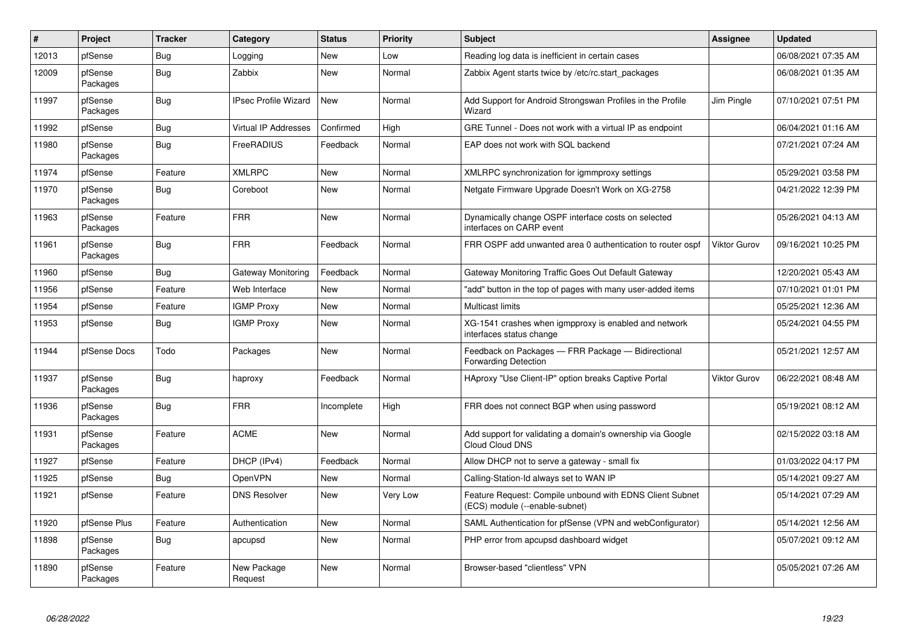| # | Project | Tracker | Category | Status | Priority | Subject | Assignee | Updated |
|---|---|---|---|---|---|---|---|---|
| 12013 | pfSense | Bug | Logging | New | Low | Reading log data is inefficient in certain cases | | 06/08/2021 07:35 AM |
| 12009 | pfSense Packages | Bug | Zabbix | New | Normal | Zabbix Agent starts twice by /etc/rc.start_packages | | 06/08/2021 01:35 AM |
| 11997 | pfSense Packages | Bug | IPsec Profile Wizard | New | Normal | Add Support for Android Strongswan Profiles in the Profile Wizard | Jim Pingle | 07/10/2021 07:51 PM |
| 11992 | pfSense | Bug | Virtual IP Addresses | Confirmed | High | GRE Tunnel - Does not work with a virtual IP as endpoint | | 06/04/2021 01:16 AM |
| 11980 | pfSense Packages | Bug | FreeRADIUS | Feedback | Normal | EAP does not work with SQL backend | | 07/21/2021 07:24 AM |
| 11974 | pfSense | Feature | XMLRPC | New | Normal | XMLRPC synchronization for igmmproxy settings | | 05/29/2021 03:58 PM |
| 11970 | pfSense Packages | Bug | Coreboot | New | Normal | Netgate Firmware Upgrade Doesn't Work on XG-2758 | | 04/21/2022 12:39 PM |
| 11963 | pfSense Packages | Feature | FRR | New | Normal | Dynamically change OSPF interface costs on selected interfaces on CARP event | | 05/26/2021 04:13 AM |
| 11961 | pfSense Packages | Bug | FRR | Feedback | Normal | FRR OSPF add unwanted area 0 authentication to router ospf | Viktor Gurov | 09/16/2021 10:25 PM |
| 11960 | pfSense | Bug | Gateway Monitoring | Feedback | Normal | Gateway Monitoring Traffic Goes Out Default Gateway | | 12/20/2021 05:43 AM |
| 11956 | pfSense | Feature | Web Interface | New | Normal | "add" button in the top of pages with many user-added items | | 07/10/2021 01:01 PM |
| 11954 | pfSense | Feature | IGMP Proxy | New | Normal | Multicast limits | | 05/25/2021 12:36 AM |
| 11953 | pfSense | Bug | IGMP Proxy | New | Normal | XG-1541 crashes when igmpproxy is enabled and network interfaces status change | | 05/24/2021 04:55 PM |
| 11944 | pfSense Docs | Todo | Packages | New | Normal | Feedback on Packages — FRR Package — Bidirectional Forwarding Detection | | 05/21/2021 12:57 AM |
| 11937 | pfSense Packages | Bug | haproxy | Feedback | Normal | HAproxy "Use Client-IP" option breaks Captive Portal | Viktor Gurov | 06/22/2021 08:48 AM |
| 11936 | pfSense Packages | Bug | FRR | Incomplete | High | FRR does not connect BGP when using password | | 05/19/2021 08:12 AM |
| 11931 | pfSense Packages | Feature | ACME | New | Normal | Add support for validating a domain's ownership via Google Cloud Cloud DNS | | 02/15/2022 03:18 AM |
| 11927 | pfSense | Feature | DHCP (IPv4) | Feedback | Normal | Allow DHCP not to serve a gateway - small fix | | 01/03/2022 04:17 PM |
| 11925 | pfSense | Bug | OpenVPN | New | Normal | Calling-Station-Id always set to WAN IP | | 05/14/2021 09:27 AM |
| 11921 | pfSense | Feature | DNS Resolver | New | Very Low | Feature Request: Compile unbound with EDNS Client Subnet (ECS) module (--enable-subnet) | | 05/14/2021 07:29 AM |
| 11920 | pfSense Plus | Feature | Authentication | New | Normal | SAML Authentication for pfSense (VPN and webConfigurator) | | 05/14/2021 12:56 AM |
| 11898 | pfSense Packages | Bug | apcupsd | New | Normal | PHP error from apcupsd dashboard widget | | 05/07/2021 09:12 AM |
| 11890 | pfSense Packages | Feature | New Package Request | New | Normal | Browser-based "clientless" VPN | | 05/05/2021 07:26 AM |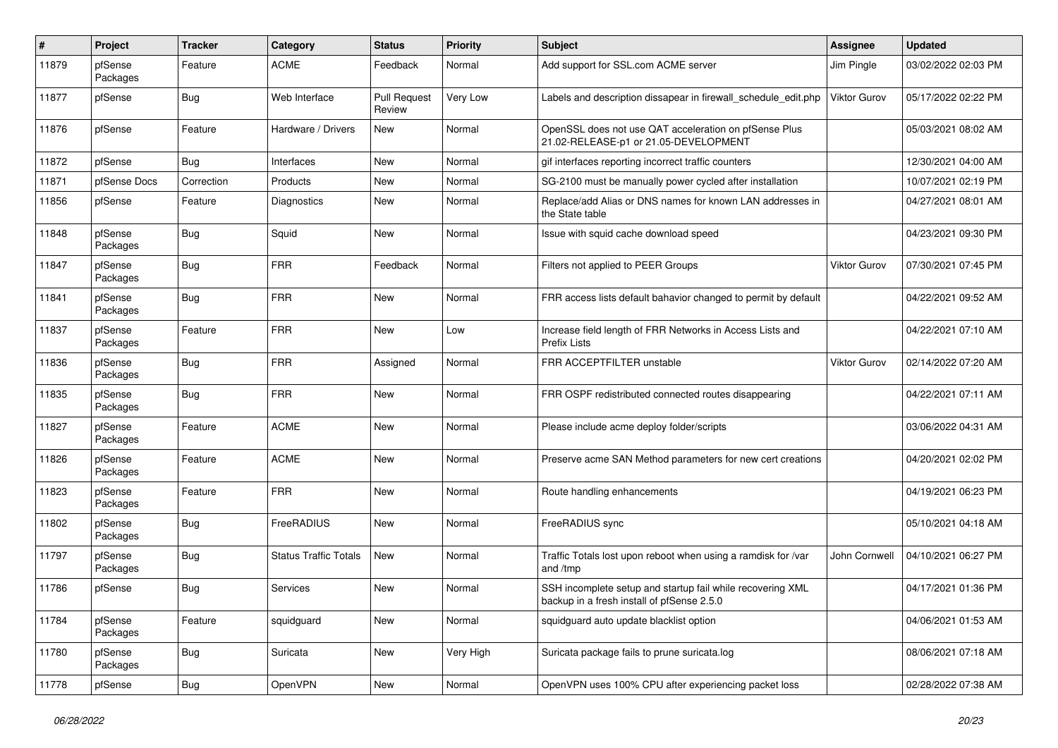| # | Project | Tracker | Category | Status | Priority | Subject | Assignee | Updated |
|---|---|---|---|---|---|---|---|---|
| 11879 | pfSense Packages | Feature | ACME | Feedback | Normal | Add support for SSL.com ACME server | Jim Pingle | 03/02/2022 02:03 PM |
| 11877 | pfSense | Bug | Web Interface | Pull Request Review | Very Low | Labels and description dissapear in firewall_schedule_edit.php | Viktor Gurov | 05/17/2022 02:22 PM |
| 11876 | pfSense | Feature | Hardware / Drivers | New | Normal | OpenSSL does not use QAT acceleration on pfSense Plus 21.02-RELEASE-p1 or 21.05-DEVELOPMENT | | 05/03/2021 08:02 AM |
| 11872 | pfSense | Bug | Interfaces | New | Normal | gif interfaces reporting incorrect traffic counters | | 12/30/2021 04:00 AM |
| 11871 | pfSense Docs | Correction | Products | New | Normal | SG-2100 must be manually power cycled after installation | | 10/07/2021 02:19 PM |
| 11856 | pfSense | Feature | Diagnostics | New | Normal | Replace/add Alias or DNS names for known LAN addresses in the State table | | 04/27/2021 08:01 AM |
| 11848 | pfSense Packages | Bug | Squid | New | Normal | Issue with squid cache download speed | | 04/23/2021 09:30 PM |
| 11847 | pfSense Packages | Bug | FRR | Feedback | Normal | Filters not applied to PEER Groups | Viktor Gurov | 07/30/2021 07:45 PM |
| 11841 | pfSense Packages | Bug | FRR | New | Normal | FRR access lists default bahavior changed to permit by default | | 04/22/2021 09:52 AM |
| 11837 | pfSense Packages | Feature | FRR | New | Low | Increase field length of FRR Networks in Access Lists and Prefix Lists | | 04/22/2021 07:10 AM |
| 11836 | pfSense Packages | Bug | FRR | Assigned | Normal | FRR ACCEPTFILTER unstable | Viktor Gurov | 02/14/2022 07:20 AM |
| 11835 | pfSense Packages | Bug | FRR | New | Normal | FRR OSPF redistributed connected routes disappearing | | 04/22/2021 07:11 AM |
| 11827 | pfSense Packages | Feature | ACME | New | Normal | Please include acme deploy folder/scripts | | 03/06/2022 04:31 AM |
| 11826 | pfSense Packages | Feature | ACME | New | Normal | Preserve acme SAN Method parameters for new cert creations | | 04/20/2021 02:02 PM |
| 11823 | pfSense Packages | Feature | FRR | New | Normal | Route handling enhancements | | 04/19/2021 06:23 PM |
| 11802 | pfSense Packages | Bug | FreeRADIUS | New | Normal | FreeRADIUS sync | | 05/10/2021 04:18 AM |
| 11797 | pfSense Packages | Bug | Status Traffic Totals | New | Normal | Traffic Totals lost upon reboot when using a ramdisk for /var and /tmp | John Cornwell | 04/10/2021 06:27 PM |
| 11786 | pfSense | Bug | Services | New | Normal | SSH incomplete setup and startup fail while recovering XML backup in a fresh install of pfSense 2.5.0 | | 04/17/2021 01:36 PM |
| 11784 | pfSense Packages | Feature | squidguard | New | Normal | squidguard auto update blacklist option | | 04/06/2021 01:53 AM |
| 11780 | pfSense Packages | Bug | Suricata | New | Very High | Suricata package fails to prune suricata.log | | 08/06/2021 07:18 AM |
| 11778 | pfSense | Bug | OpenVPN | New | Normal | OpenVPN uses 100% CPU after experiencing packet loss | | 02/28/2022 07:38 AM |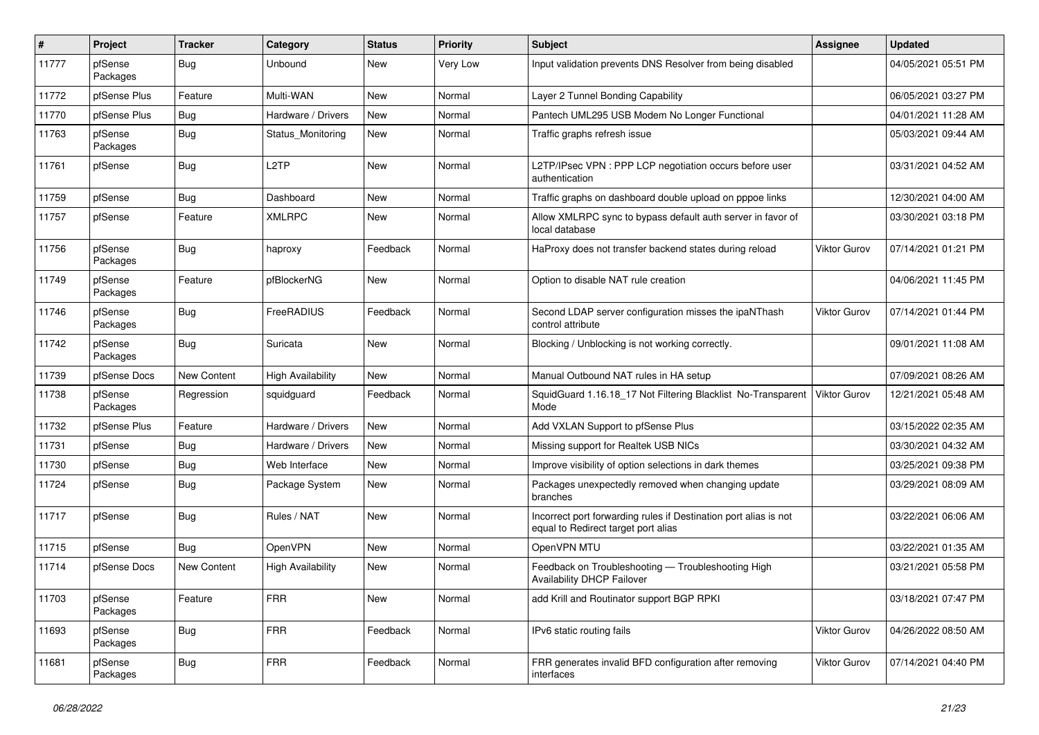| # | Project | Tracker | Category | Status | Priority | Subject | Assignee | Updated |
|---|---|---|---|---|---|---|---|---|
| 11777 | pfSense Packages | Bug | Unbound | New | Very Low | Input validation prevents DNS Resolver from being disabled | | 04/05/2021 05:51 PM |
| 11772 | pfSense Plus | Feature | Multi-WAN | New | Normal | Layer 2 Tunnel Bonding Capability | | 06/05/2021 03:27 PM |
| 11770 | pfSense Plus | Bug | Hardware / Drivers | New | Normal | Pantech UML295 USB Modem No Longer Functional | | 04/01/2021 11:28 AM |
| 11763 | pfSense Packages | Bug | Status_Monitoring | New | Normal | Traffic graphs refresh issue | | 05/03/2021 09:44 AM |
| 11761 | pfSense | Bug | L2TP | New | Normal | L2TP/IPsec VPN : PPP LCP negotiation occurs before user authentication | | 03/31/2021 04:52 AM |
| 11759 | pfSense | Bug | Dashboard | New | Normal | Traffic graphs on dashboard double upload on pppoe links | | 12/30/2021 04:00 AM |
| 11757 | pfSense | Feature | XMLRPC | New | Normal | Allow XMLRPC sync to bypass default auth server in favor of local database | | 03/30/2021 03:18 PM |
| 11756 | pfSense Packages | Bug | haproxy | Feedback | Normal | HaProxy does not transfer backend states during reload | Viktor Gurov | 07/14/2021 01:21 PM |
| 11749 | pfSense Packages | Feature | pfBlockerNG | New | Normal | Option to disable NAT rule creation | | 04/06/2021 11:45 PM |
| 11746 | pfSense Packages | Bug | FreeRADIUS | Feedback | Normal | Second LDAP server configuration misses the ipaNThash control attribute | Viktor Gurov | 07/14/2021 01:44 PM |
| 11742 | pfSense Packages | Bug | Suricata | New | Normal | Blocking / Unblocking is not working correctly. | | 09/01/2021 11:08 AM |
| 11739 | pfSense Docs | New Content | High Availability | New | Normal | Manual Outbound NAT rules in HA setup | | 07/09/2021 08:26 AM |
| 11738 | pfSense Packages | Regression | squidguard | Feedback | Normal | SquidGuard 1.16.18_17 Not Filtering Blacklist No-Transparent Mode | Viktor Gurov | 12/21/2021 05:48 AM |
| 11732 | pfSense Plus | Feature | Hardware / Drivers | New | Normal | Add VXLAN Support to pfSense Plus | | 03/15/2022 02:35 AM |
| 11731 | pfSense | Bug | Hardware / Drivers | New | Normal | Missing support for Realtek USB NICs | | 03/30/2021 04:32 AM |
| 11730 | pfSense | Bug | Web Interface | New | Normal | Improve visibility of option selections in dark themes | | 03/25/2021 09:38 PM |
| 11724 | pfSense | Bug | Package System | New | Normal | Packages unexpectedly removed when changing update branches | | 03/29/2021 08:09 AM |
| 11717 | pfSense | Bug | Rules / NAT | New | Normal | Incorrect port forwarding rules if Destination port alias is not equal to Redirect target port alias | | 03/22/2021 06:06 AM |
| 11715 | pfSense | Bug | OpenVPN | New | Normal | OpenVPN MTU | | 03/22/2021 01:35 AM |
| 11714 | pfSense Docs | New Content | High Availability | New | Normal | Feedback on Troubleshooting — Troubleshooting High Availability DHCP Failover | | 03/21/2021 05:58 PM |
| 11703 | pfSense Packages | Feature | FRR | New | Normal | add Krill and Routinator support BGP RPKI | | 03/18/2021 07:47 PM |
| 11693 | pfSense Packages | Bug | FRR | Feedback | Normal | IPv6 static routing fails | Viktor Gurov | 04/26/2022 08:50 AM |
| 11681 | pfSense Packages | Bug | FRR | Feedback | Normal | FRR generates invalid BFD configuration after removing interfaces | Viktor Gurov | 07/14/2021 04:40 PM |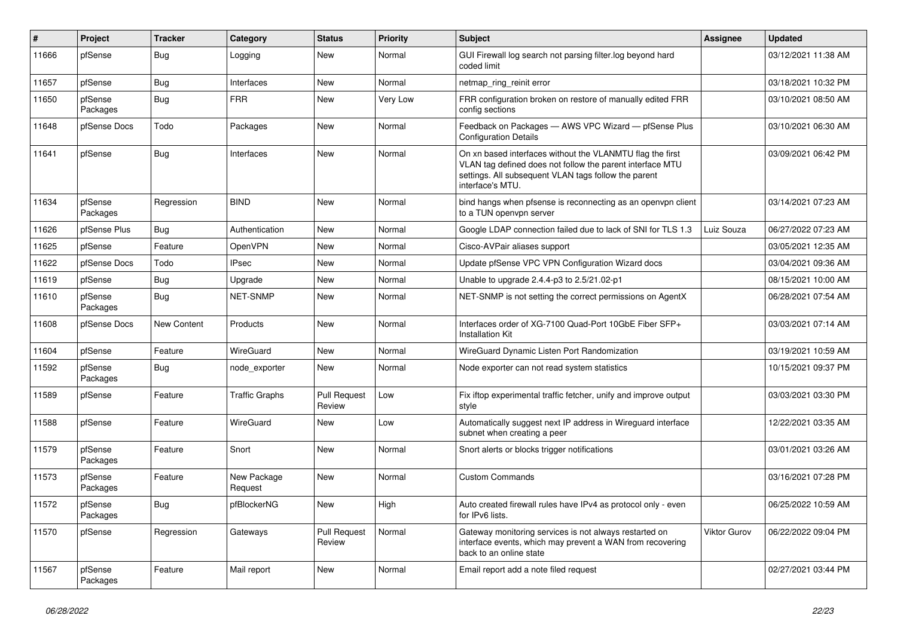| # | Project | Tracker | Category | Status | Priority | Subject | Assignee | Updated |
|---|---|---|---|---|---|---|---|---|
| 11666 | pfSense | Bug | Logging | New | Normal | GUI Firewall log search not parsing filter.log beyond hard coded limit | | 03/12/2021 11:38 AM |
| 11657 | pfSense | Bug | Interfaces | New | Normal | netmap_ring_reinit error | | 03/18/2021 10:32 PM |
| 11650 | pfSense Packages | Bug | FRR | New | Very Low | FRR configuration broken on restore of manually edited FRR config sections | | 03/10/2021 08:50 AM |
| 11648 | pfSense Docs | Todo | Packages | New | Normal | Feedback on Packages — AWS VPC Wizard — pfSense Plus Configuration Details | | 03/10/2021 06:30 AM |
| 11641 | pfSense | Bug | Interfaces | New | Normal | On xn based interfaces without the VLANMTU flag the first VLAN tag defined does not follow the parent interface MTU settings. All subsequent VLAN tags follow the parent interface's MTU. | | 03/09/2021 06:42 PM |
| 11634 | pfSense Packages | Regression | BIND | New | Normal | bind hangs when pfsense is reconnecting as an openvpn client to a TUN openvpn server | | 03/14/2021 07:23 AM |
| 11626 | pfSense Plus | Bug | Authentication | New | Normal | Google LDAP connection failed due to lack of SNI for TLS 1.3 | Luiz Souza | 06/27/2022 07:23 AM |
| 11625 | pfSense | Feature | OpenVPN | New | Normal | Cisco-AVPair aliases support | | 03/05/2021 12:35 AM |
| 11622 | pfSense Docs | Todo | IPsec | New | Normal | Update pfSense VPC VPN Configuration Wizard docs | | 03/04/2021 09:36 AM |
| 11619 | pfSense | Bug | Upgrade | New | Normal | Unable to upgrade 2.4.4-p3 to 2.5/21.02-p1 | | 08/15/2021 10:00 AM |
| 11610 | pfSense Packages | Bug | NET-SNMP | New | Normal | NET-SNMP is not setting the correct permissions on AgentX | | 06/28/2021 07:54 AM |
| 11608 | pfSense Docs | New Content | Products | New | Normal | Interfaces order of XG-7100 Quad-Port 10GbE Fiber SFP+ Installation Kit | | 03/03/2021 07:14 AM |
| 11604 | pfSense | Feature | WireGuard | New | Normal | WireGuard Dynamic Listen Port Randomization | | 03/19/2021 10:59 AM |
| 11592 | pfSense Packages | Bug | node_exporter | New | Normal | Node exporter can not read system statistics | | 10/15/2021 09:37 PM |
| 11589 | pfSense | Feature | Traffic Graphs | Pull Request Review | Low | Fix iftop experimental traffic fetcher, unify and improve output style | | 03/03/2021 03:30 PM |
| 11588 | pfSense | Feature | WireGuard | New | Low | Automatically suggest next IP address in Wireguard interface subnet when creating a peer | | 12/22/2021 03:35 AM |
| 11579 | pfSense Packages | Feature | Snort | New | Normal | Snort alerts or blocks trigger notifications | | 03/01/2021 03:26 AM |
| 11573 | pfSense Packages | Feature | New Package Request | New | Normal | Custom Commands | | 03/16/2021 07:28 PM |
| 11572 | pfSense Packages | Bug | pfBlockerNG | New | High | Auto created firewall rules have IPv4 as protocol only - even for IPv6 lists. | | 06/25/2022 10:59 AM |
| 11570 | pfSense | Regression | Gateways | Pull Request Review | Normal | Gateway monitoring services is not always restarted on interface events, which may prevent a WAN from recovering back to an online state | Viktor Gurov | 06/22/2022 09:04 PM |
| 11567 | pfSense Packages | Feature | Mail report | New | Normal | Email report add a note filed request | | 02/27/2021 03:44 PM |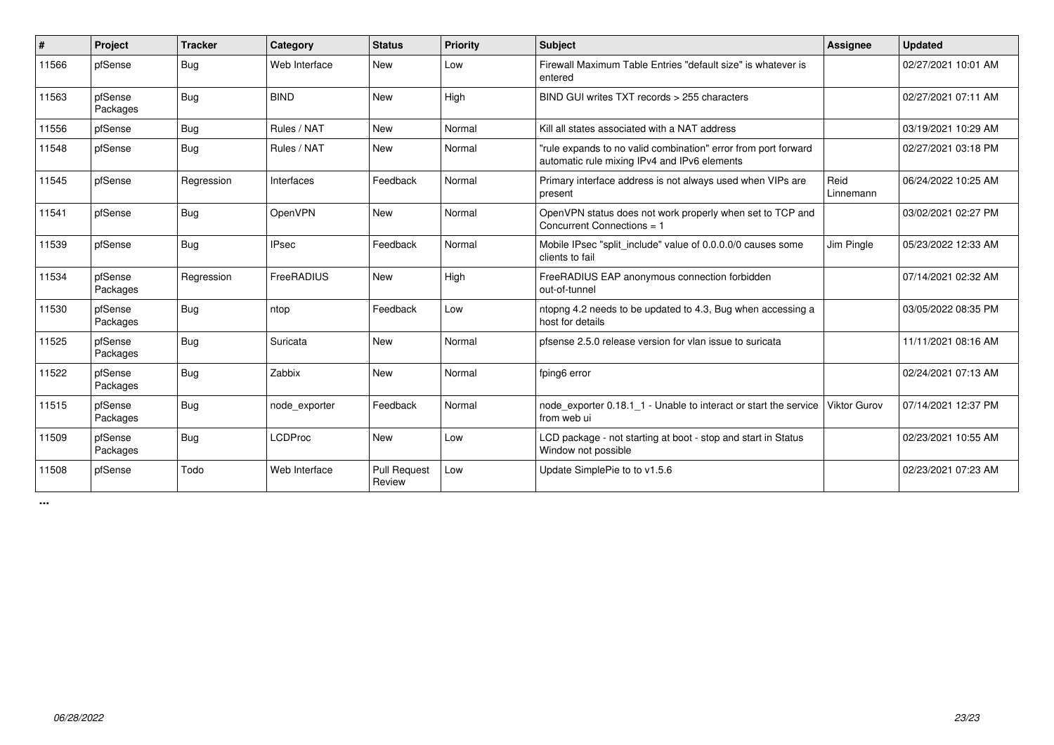| # | Project | Tracker | Category | Status | Priority | Subject | Assignee | Updated |
|---|---|---|---|---|---|---|---|---|
| 11566 | pfSense | Bug | Web Interface | New | Low | Firewall Maximum Table Entries "default size" is whatever is entered | | 02/27/2021 10:01 AM |
| 11563 | pfSense Packages | Bug | BIND | New | High | BIND GUI writes TXT records > 255 characters | | 02/27/2021 07:11 AM |
| 11556 | pfSense | Bug | Rules / NAT | New | Normal | Kill all states associated with a NAT address | | 03/19/2021 10:29 AM |
| 11548 | pfSense | Bug | Rules / NAT | New | Normal | "rule expands to no valid combination" error from port forward automatic rule mixing IPv4 and IPv6 elements | | 02/27/2021 03:18 PM |
| 11545 | pfSense | Regression | Interfaces | Feedback | Normal | Primary interface address is not always used when VIPs are present | Reid Linnemann | 06/24/2022 10:25 AM |
| 11541 | pfSense | Bug | OpenVPN | New | Normal | OpenVPN status does not work properly when set to TCP and Concurrent Connections = 1 | | 03/02/2021 02:27 PM |
| 11539 | pfSense | Bug | IPsec | Feedback | Normal | Mobile IPsec "split_include" value of 0.0.0.0/0 causes some clients to fail | Jim Pingle | 05/23/2022 12:33 AM |
| 11534 | pfSense Packages | Regression | FreeRADIUS | New | High | FreeRADIUS EAP anonymous connection forbidden out-of-tunnel | | 07/14/2021 02:32 AM |
| 11530 | pfSense Packages | Bug | ntop | Feedback | Low | ntopng 4.2 needs to be updated to 4.3, Bug when accessing a host for details | | 03/05/2022 08:35 PM |
| 11525 | pfSense Packages | Bug | Suricata | New | Normal | pfsense 2.5.0 release version for vlan issue to suricata | | 11/11/2021 08:16 AM |
| 11522 | pfSense Packages | Bug | Zabbix | New | Normal | fping6 error | | 02/24/2021 07:13 AM |
| 11515 | pfSense Packages | Bug | node_exporter | Feedback | Normal | node_exporter 0.18.1_1 - Unable to interact or start the service from web ui | Viktor Gurov | 07/14/2021 12:37 PM |
| 11509 | pfSense Packages | Bug | LCDProc | New | Low | LCD package - not starting at boot - stop and start in Status Window not possible | | 02/23/2021 10:55 AM |
| 11508 | pfSense | Todo | Web Interface | Pull Request Review | Low | Update SimplePie to to v1.5.6 | | 02/23/2021 07:23 AM |

...